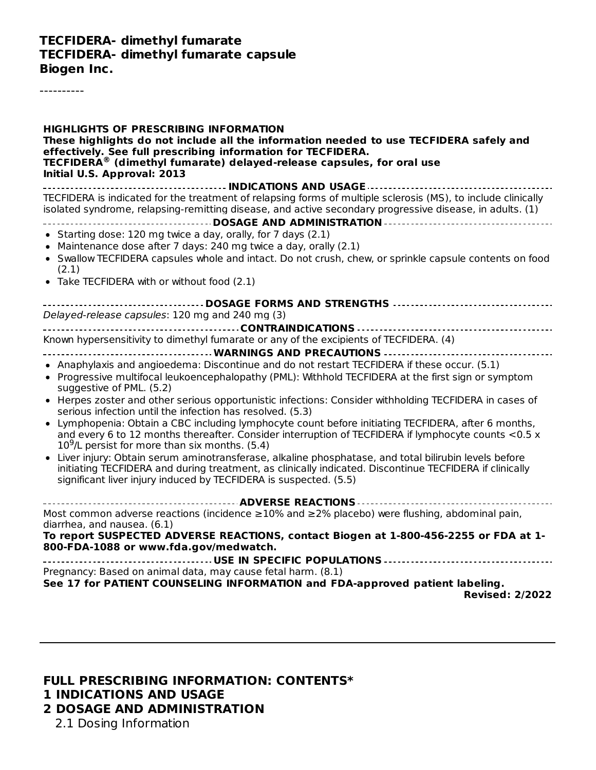**TECFIDERA- dimethyl fumarate**
**TECFIDERA- dimethyl fumarate capsule**
**Biogen Inc.**

----------

**HIGHLIGHTS OF PRESCRIBING INFORMATION**
**These highlights do not include all the information needed to use TECFIDERA safely and effectively. See full prescribing information for TECFIDERA.**
**TECFIDERA® (dimethyl fumarate) delayed-release capsules, for oral use**
**Initial U.S. Approval: 2013**

**INDICATIONS AND USAGE**

TECFIDERA is indicated for the treatment of relapsing forms of multiple sclerosis (MS), to include clinically isolated syndrome, relapsing-remitting disease, and active secondary progressive disease, in adults. (1)

**DOSAGE AND ADMINISTRATION**

- Starting dose: 120 mg twice a day, orally, for 7 days (2.1)
- Maintenance dose after 7 days: 240 mg twice a day, orally (2.1)
- Swallow TECFIDERA capsules whole and intact. Do not crush, chew, or sprinkle capsule contents on food (2.1)
- Take TECFIDERA with or without food (2.1)

**DOSAGE FORMS AND STRENGTHS**

*Delayed-release capsules*: 120 mg and 240 mg (3)

**CONTRAINDICATIONS**

Known hypersensitivity to dimethyl fumarate or any of the excipients of TECFIDERA. (4)

**WARNINGS AND PRECAUTIONS**

- Anaphylaxis and angioedema: Discontinue and do not restart TECFIDERA if these occur. (5.1)
- Progressive multifocal leukoencephalopathy (PML): Withhold TECFIDERA at the first sign or symptom suggestive of PML. (5.2)
- Herpes zoster and other serious opportunistic infections: Consider withholding TECFIDERA in cases of serious infection until the infection has resolved. (5.3)
- Lymphopenia: Obtain a CBC including lymphocyte count before initiating TECFIDERA, after 6 months, and every 6 to 12 months thereafter. Consider interruption of TECFIDERA if lymphocyte counts $<0.5 \times 10^9$/L persist for more than six months. (5.4)
- Liver injury: Obtain serum aminotransferase, alkaline phosphatase, and total bilirubin levels before initiating TECFIDERA and during treatment, as clinically indicated. Discontinue TECFIDERA if clinically significant liver injury induced by TECFIDERA is suspected. (5.5)

**ADVERSE REACTIONS**

Most common adverse reactions (incidence ≥10% and ≥2% placebo) were flushing, abdominal pain, diarrhea, and nausea. (6.1)

**To report SUSPECTED ADVERSE REACTIONS, contact Biogen at 1-800-456-2255 or FDA at 1-800-FDA-1088 or www.fda.gov/medwatch.**

**USE IN SPECIFIC POPULATIONS**

Pregnancy: Based on animal data, may cause fetal harm. (8.1)

**See 17 for PATIENT COUNSELING INFORMATION and FDA-approved patient labeling.**

**Revised: 2/2022**

---

## FULL PRESCRIBING INFORMATION: CONTENTS*

**1 INDICATIONS AND USAGE**

**2 DOSAGE AND ADMINISTRATION**

2.1 Dosing Information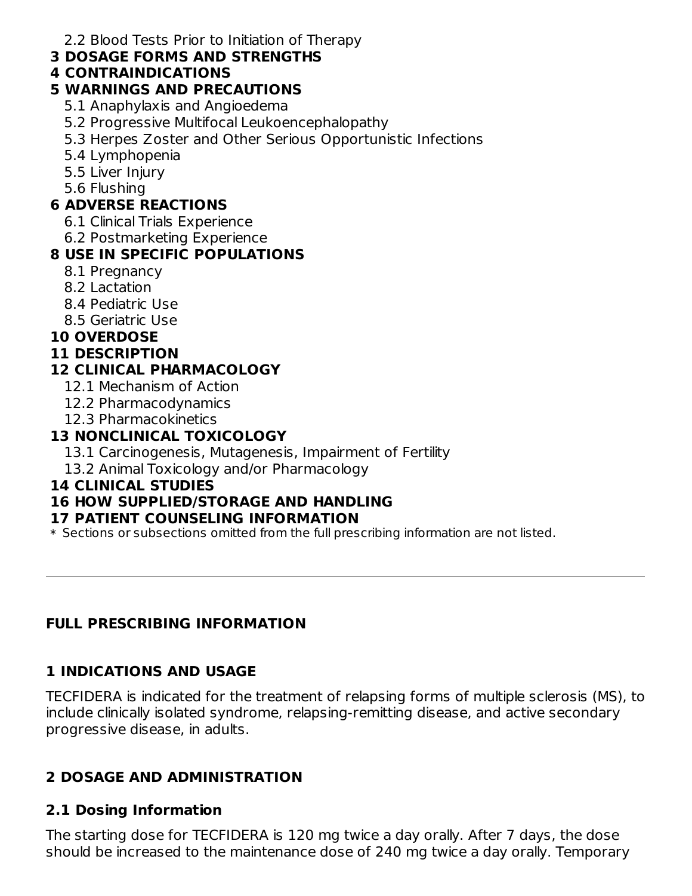2.2 Blood Tests Prior to Initiation of Therapy

**3 DOSAGE FORMS AND STRENGTHS**

**4 CONTRAINDICATIONS**

**5 WARNINGS AND PRECAUTIONS**

5.1 Anaphylaxis and Angioedema

5.2 Progressive Multifocal Leukoencephalopathy

5.3 Herpes Zoster and Other Serious Opportunistic Infections

5.4 Lymphopenia

5.5 Liver Injury

5.6 Flushing

**6 ADVERSE REACTIONS**

6.1 Clinical Trials Experience

6.2 Postmarketing Experience

**8 USE IN SPECIFIC POPULATIONS**

8.1 Pregnancy

8.2 Lactation

8.4 Pediatric Use

8.5 Geriatric Use

**10 OVERDOSE**

**11 DESCRIPTION**

**12 CLINICAL PHARMACOLOGY**

12.1 Mechanism of Action

12.2 Pharmacodynamics

12.3 Pharmacokinetics

**13 NONCLINICAL TOXICOLOGY**

13.1 Carcinogenesis, Mutagenesis, Impairment of Fertility

13.2 Animal Toxicology and/or Pharmacology

**14 CLINICAL STUDIES**

**16 HOW SUPPLIED/STORAGE AND HANDLING**

**17 PATIENT COUNSELING INFORMATION**

* Sections or subsections omitted from the full prescribing information are not listed.

---

## FULL PRESCRIBING INFORMATION

## 1 INDICATIONS AND USAGE

TECFIDERA is indicated for the treatment of relapsing forms of multiple sclerosis (MS), to include clinically isolated syndrome, relapsing-remitting disease, and active secondary progressive disease, in adults.

## 2 DOSAGE AND ADMINISTRATION

### 2.1 Dosing Information

The starting dose for TECFIDERA is 120 mg twice a day orally. After 7 days, the dose should be increased to the maintenance dose of 240 mg twice a day orally. Temporary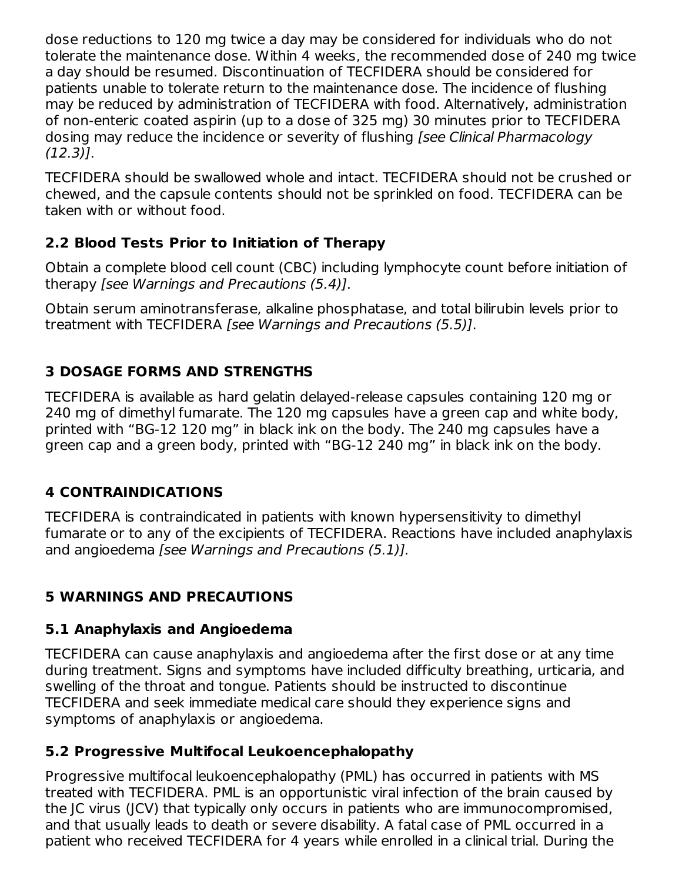dose reductions to 120 mg twice a day may be considered for individuals who do not tolerate the maintenance dose. Within 4 weeks, the recommended dose of 240 mg twice a day should be resumed. Discontinuation of TECFIDERA should be considered for patients unable to tolerate return to the maintenance dose. The incidence of flushing may be reduced by administration of TECFIDERA with food. Alternatively, administration of non-enteric coated aspirin (up to a dose of 325 mg) 30 minutes prior to TECFIDERA dosing may reduce the incidence or severity of flushing *[see Clinical Pharmacology (12.3)]*.

TECFIDERA should be swallowed whole and intact. TECFIDERA should not be crushed or chewed, and the capsule contents should not be sprinkled on food. TECFIDERA can be taken with or without food.

### 2.2 Blood Tests Prior to Initiation of Therapy

Obtain a complete blood cell count (CBC) including lymphocyte count before initiation of therapy *[see Warnings and Precautions (5.4)]*.

Obtain serum aminotransferase, alkaline phosphatase, and total bilirubin levels prior to treatment with TECFIDERA *[see Warnings and Precautions (5.5)]*.

## 3 DOSAGE FORMS AND STRENGTHS

TECFIDERA is available as hard gelatin delayed-release capsules containing 120 mg or 240 mg of dimethyl fumarate. The 120 mg capsules have a green cap and white body, printed with “BG-12 120 mg” in black ink on the body. The 240 mg capsules have a green cap and a green body, printed with “BG-12 240 mg” in black ink on the body.

## 4 CONTRAINDICATIONS

TECFIDERA is contraindicated in patients with known hypersensitivity to dimethyl fumarate or to any of the excipients of TECFIDERA. Reactions have included anaphylaxis and angioedema *[see Warnings and Precautions (5.1)].*

## 5 WARNINGS AND PRECAUTIONS

### 5.1 Anaphylaxis and Angioedema

TECFIDERA can cause anaphylaxis and angioedema after the first dose or at any time during treatment. Signs and symptoms have included difficulty breathing, urticaria, and swelling of the throat and tongue. Patients should be instructed to discontinue TECFIDERA and seek immediate medical care should they experience signs and symptoms of anaphylaxis or angioedema.

### 5.2 Progressive Multifocal Leukoencephalopathy

Progressive multifocal leukoencephalopathy (PML) has occurred in patients with MS treated with TECFIDERA. PML is an opportunistic viral infection of the brain caused by the JC virus (JCV) that typically only occurs in patients who are immunocompromised, and that usually leads to death or severe disability. A fatal case of PML occurred in a patient who received TECFIDERA for 4 years while enrolled in a clinical trial. During the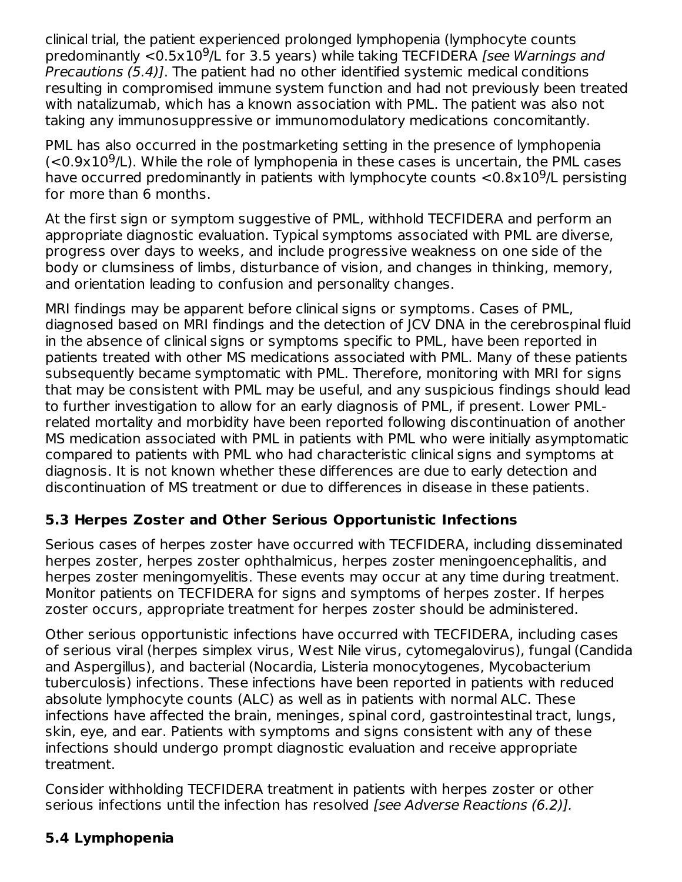clinical trial, the patient experienced prolonged lymphopenia (lymphocyte counts predominantly $<0.5x10^9$/L for 3.5 years) while taking TECFIDERA *[see Warnings and Precautions (5.4)]*. The patient had no other identified systemic medical conditions resulting in compromised immune system function and had not previously been treated with natalizumab, which has a known association with PML. The patient was also not taking any immunosuppressive or immunomodulatory medications concomitantly.

PML has also occurred in the postmarketing setting in the presence of lymphopenia ($<0.9x10^9$/L). While the role of lymphopenia in these cases is uncertain, the PML cases have occurred predominantly in patients with lymphocyte counts $<0.8x10^9$/L persisting for more than 6 months.

At the first sign or symptom suggestive of PML, withhold TECFIDERA and perform an appropriate diagnostic evaluation. Typical symptoms associated with PML are diverse, progress over days to weeks, and include progressive weakness on one side of the body or clumsiness of limbs, disturbance of vision, and changes in thinking, memory, and orientation leading to confusion and personality changes.

MRI findings may be apparent before clinical signs or symptoms. Cases of PML, diagnosed based on MRI findings and the detection of JCV DNA in the cerebrospinal fluid in the absence of clinical signs or symptoms specific to PML, have been reported in patients treated with other MS medications associated with PML. Many of these patients subsequently became symptomatic with PML. Therefore, monitoring with MRI for signs that may be consistent with PML may be useful, and any suspicious findings should lead to further investigation to allow for an early diagnosis of PML, if present. Lower PML-related mortality and morbidity have been reported following discontinuation of another MS medication associated with PML in patients with PML who were initially asymptomatic compared to patients with PML who had characteristic clinical signs and symptoms at diagnosis. It is not known whether these differences are due to early detection and discontinuation of MS treatment or due to differences in disease in these patients.

### 5.3 Herpes Zoster and Other Serious Opportunistic Infections

Serious cases of herpes zoster have occurred with TECFIDERA, including disseminated herpes zoster, herpes zoster ophthalmicus, herpes zoster meningoencephalitis, and herpes zoster meningomyelitis. These events may occur at any time during treatment. Monitor patients on TECFIDERA for signs and symptoms of herpes zoster. If herpes zoster occurs, appropriate treatment for herpes zoster should be administered.

Other serious opportunistic infections have occurred with TECFIDERA, including cases of serious viral (herpes simplex virus, West Nile virus, cytomegalovirus), fungal (Candida and Aspergillus), and bacterial (Nocardia, Listeria monocytogenes, Mycobacterium tuberculosis) infections. These infections have been reported in patients with reduced absolute lymphocyte counts (ALC) as well as in patients with normal ALC. These infections have affected the brain, meninges, spinal cord, gastrointestinal tract, lungs, skin, eye, and ear. Patients with symptoms and signs consistent with any of these infections should undergo prompt diagnostic evaluation and receive appropriate treatment.

Consider withholding TECFIDERA treatment in patients with herpes zoster or other serious infections until the infection has resolved *[see Adverse Reactions (6.2)]*.

### 5.4 Lymphopenia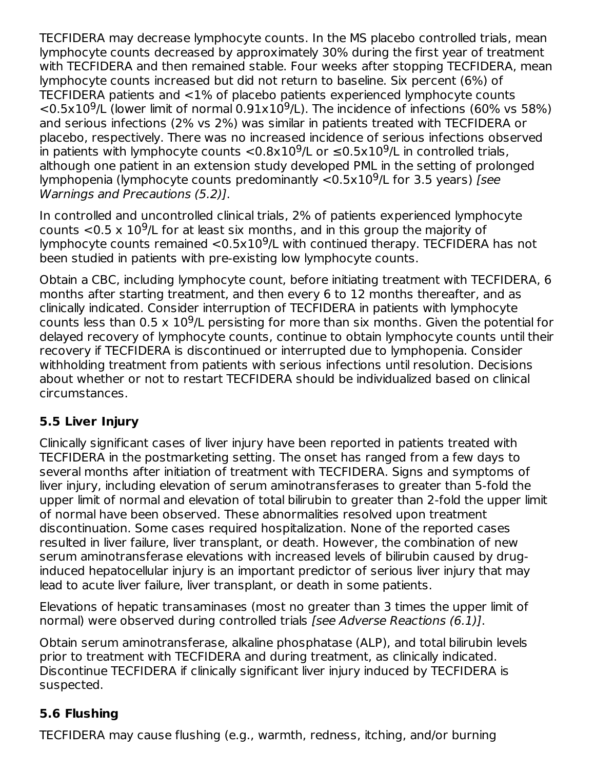TECFIDERA may decrease lymphocyte counts. In the MS placebo controlled trials, mean lymphocyte counts decreased by approximately 30% during the first year of treatment with TECFIDERA and then remained stable. Four weeks after stopping TECFIDERA, mean lymphocyte counts increased but did not return to baseline. Six percent (6%) of TECFIDERA patients and <1% of placebo patients experienced lymphocyte counts $<0.5 \times 10^9$/L (lower limit of normal $0.91 \times 10^9$/L). The incidence of infections (60% vs 58%) and serious infections (2% vs 2%) was similar in patients treated with TECFIDERA or placebo, respectively. There was no increased incidence of serious infections observed in patients with lymphocyte counts $<0.8 \times 10^9$/L or $\leq 0.5 \times 10^9$/L in controlled trials, although one patient in an extension study developed PML in the setting of prolonged lymphopenia (lymphocyte counts predominantly $<0.5 \times 10^9$/L for 3.5 years) *[see Warnings and Precautions (5.2)]*.

In controlled and uncontrolled clinical trials, 2% of patients experienced lymphocyte counts $<0.5 \times 10^9$/L for at least six months, and in this group the majority of lymphocyte counts remained $<0.5 \times 10^9$/L with continued therapy. TECFIDERA has not been studied in patients with pre-existing low lymphocyte counts.

Obtain a CBC, including lymphocyte count, before initiating treatment with TECFIDERA, 6 months after starting treatment, and then every 6 to 12 months thereafter, and as clinically indicated. Consider interruption of TECFIDERA in patients with lymphocyte counts less than $0.5 \times 10^9$/L persisting for more than six months. Given the potential for delayed recovery of lymphocyte counts, continue to obtain lymphocyte counts until their recovery if TECFIDERA is discontinued or interrupted due to lymphopenia. Consider withholding treatment from patients with serious infections until resolution. Decisions about whether or not to restart TECFIDERA should be individualized based on clinical circumstances.

### 5.5 Liver Injury

Clinically significant cases of liver injury have been reported in patients treated with TECFIDERA in the postmarketing setting. The onset has ranged from a few days to several months after initiation of treatment with TECFIDERA. Signs and symptoms of liver injury, including elevation of serum aminotransferases to greater than 5-fold the upper limit of normal and elevation of total bilirubin to greater than 2-fold the upper limit of normal have been observed. These abnormalities resolved upon treatment discontinuation. Some cases required hospitalization. None of the reported cases resulted in liver failure, liver transplant, or death. However, the combination of new serum aminotransferase elevations with increased levels of bilirubin caused by drug-induced hepatocellular injury is an important predictor of serious liver injury that may lead to acute liver failure, liver transplant, or death in some patients.

Elevations of hepatic transaminases (most no greater than 3 times the upper limit of normal) were observed during controlled trials *[see Adverse Reactions (6.1)]*.

Obtain serum aminotransferase, alkaline phosphatase (ALP), and total bilirubin levels prior to treatment with TECFIDERA and during treatment, as clinically indicated. Discontinue TECFIDERA if clinically significant liver injury induced by TECFIDERA is suspected.

### 5.6 Flushing

TECFIDERA may cause flushing (e.g., warmth, redness, itching, and/or burning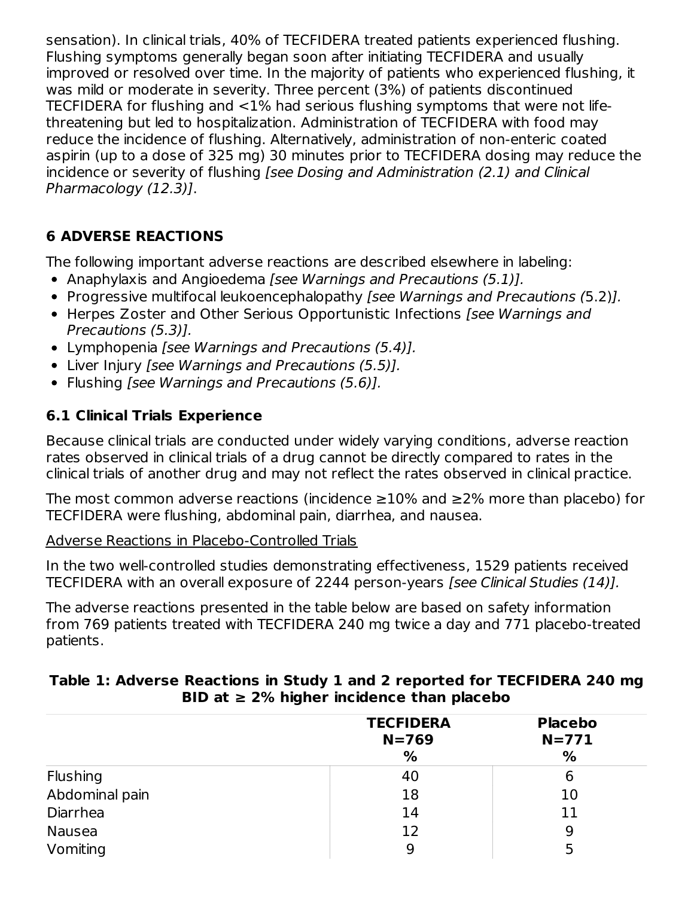sensation). In clinical trials, 40% of TECFIDERA treated patients experienced flushing. Flushing symptoms generally began soon after initiating TECFIDERA and usually improved or resolved over time. In the majority of patients who experienced flushing, it was mild or moderate in severity. Three percent (3%) of patients discontinued TECFIDERA for flushing and <1% had serious flushing symptoms that were not life-threatening but led to hospitalization. Administration of TECFIDERA with food may reduce the incidence of flushing. Alternatively, administration of non-enteric coated aspirin (up to a dose of 325 mg) 30 minutes prior to TECFIDERA dosing may reduce the incidence or severity of flushing *[see Dosing and Administration (2.1) and Clinical Pharmacology (12.3)]*.

## 6 ADVERSE REACTIONS

The following important adverse reactions are described elsewhere in labeling:

- Anaphylaxis and Angioedema *[see Warnings and Precautions (5.1)].*
- Progressive multifocal leukoencephalopathy *[see Warnings and Precautions (5.2)].*
- Herpes Zoster and Other Serious Opportunistic Infections *[see Warnings and Precautions (5.3)].*
- Lymphopenia *[see Warnings and Precautions (5.4)].*
- Liver Injury *[see Warnings and Precautions (5.5)].*
- Flushing *[see Warnings and Precautions (5.6)].*

### 6.1 Clinical Trials Experience

Because clinical trials are conducted under widely varying conditions, adverse reaction rates observed in clinical trials of a drug cannot be directly compared to rates in the clinical trials of another drug and may not reflect the rates observed in clinical practice.

The most common adverse reactions (incidence ≥10% and ≥2% more than placebo) for TECFIDERA were flushing, abdominal pain, diarrhea, and nausea.

Adverse Reactions in Placebo-Controlled Trials

In the two well-controlled studies demonstrating effectiveness, 1529 patients received TECFIDERA with an overall exposure of 2244 person-years *[see Clinical Studies (14)].*

The adverse reactions presented in the table below are based on safety information from 769 patients treated with TECFIDERA 240 mg twice a day and 771 placebo-treated patients.

**Table 1: Adverse Reactions in Study 1 and 2 reported for TECFIDERA 240 mg BID at ≥ 2% higher incidence than placebo**

| | TECFIDERA N=769 % | Placebo N=771 % |
|---|---|---|
| Flushing | 40 | 6 |
| Abdominal pain | 18 | 10 |
| Diarrhea | 14 | 11 |
| Nausea | 12 | 9 |
| Vomiting | 9 | 5 |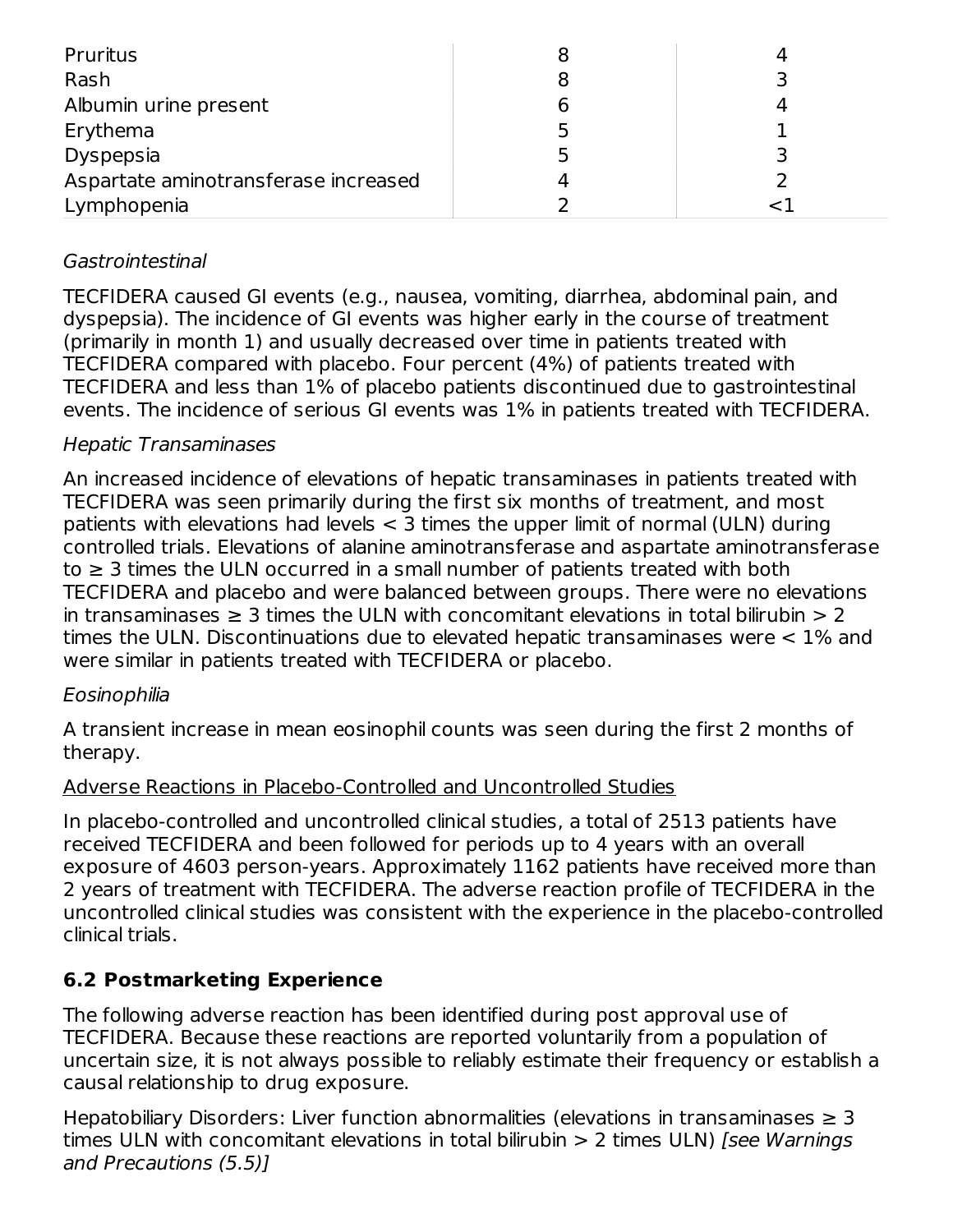| | | |
|---|---|---|
| Pruritus | 8 | 4 |
| Rash | 8 | 3 |
| Albumin urine present | 6 | 4 |
| Erythema | 5 | 1 |
| Dyspepsia | 5 | 3 |
| Aspartate aminotransferase increased | 4 | 2 |
| Lymphopenia | 2 | <1 |

*Gastrointestinal*

TECFIDERA caused GI events (e.g., nausea, vomiting, diarrhea, abdominal pain, and dyspepsia). The incidence of GI events was higher early in the course of treatment (primarily in month 1) and usually decreased over time in patients treated with TECFIDERA compared with placebo. Four percent (4%) of patients treated with TECFIDERA and less than 1% of placebo patients discontinued due to gastrointestinal events. The incidence of serious GI events was 1% in patients treated with TECFIDERA.

*Hepatic Transaminases*

An increased incidence of elevations of hepatic transaminases in patients treated with TECFIDERA was seen primarily during the first six months of treatment, and most patients with elevations had levels < 3 times the upper limit of normal (ULN) during controlled trials. Elevations of alanine aminotransferase and aspartate aminotransferase to ≥ 3 times the ULN occurred in a small number of patients treated with both TECFIDERA and placebo and were balanced between groups. There were no elevations in transaminases ≥ 3 times the ULN with concomitant elevations in total bilirubin > 2 times the ULN. Discontinuations due to elevated hepatic transaminases were < 1% and were similar in patients treated with TECFIDERA or placebo.

*Eosinophilia*

A transient increase in mean eosinophil counts was seen during the first 2 months of therapy.

Adverse Reactions in Placebo-Controlled and Uncontrolled Studies

In placebo-controlled and uncontrolled clinical studies, a total of 2513 patients have received TECFIDERA and been followed for periods up to 4 years with an overall exposure of 4603 person-years. Approximately 1162 patients have received more than 2 years of treatment with TECFIDERA. The adverse reaction profile of TECFIDERA in the uncontrolled clinical studies was consistent with the experience in the placebo-controlled clinical trials.

## 6.2 Postmarketing Experience

The following adverse reaction has been identified during post approval use of TECFIDERA. Because these reactions are reported voluntarily from a population of uncertain size, it is not always possible to reliably estimate their frequency or establish a causal relationship to drug exposure.

Hepatobiliary Disorders: Liver function abnormalities (elevations in transaminases ≥ 3 times ULN with concomitant elevations in total bilirubin > 2 times ULN) *[see Warnings and Precautions (5.5)]*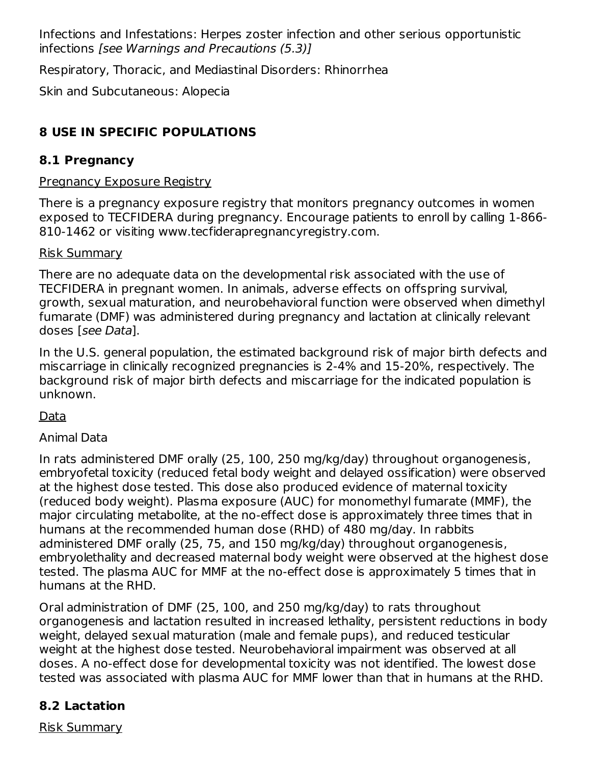Infections and Infestations: Herpes zoster infection and other serious opportunistic infections *[see Warnings and Precautions (5.3)]*

Respiratory, Thoracic, and Mediastinal Disorders: Rhinorrhea

Skin and Subcutaneous: Alopecia

## 8 USE IN SPECIFIC POPULATIONS

### 8.1 Pregnancy

Pregnancy Exposure Registry

There is a pregnancy exposure registry that monitors pregnancy outcomes in women exposed to TECFIDERA during pregnancy. Encourage patients to enroll by calling 1-866-810-1462 or visiting www.tecfiderapregnancyregistry.com.

Risk Summary

There are no adequate data on the developmental risk associated with the use of TECFIDERA in pregnant women. In animals, adverse effects on offspring survival, growth, sexual maturation, and neurobehavioral function were observed when dimethyl fumarate (DMF) was administered during pregnancy and lactation at clinically relevant doses [*see Data*].

In the U.S. general population, the estimated background risk of major birth defects and miscarriage in clinically recognized pregnancies is 2-4% and 15-20%, respectively. The background risk of major birth defects and miscarriage for the indicated population is unknown.

Data

Animal Data

In rats administered DMF orally (25, 100, 250 mg/kg/day) throughout organogenesis, embryofetal toxicity (reduced fetal body weight and delayed ossification) were observed at the highest dose tested. This dose also produced evidence of maternal toxicity (reduced body weight). Plasma exposure (AUC) for monomethyl fumarate (MMF), the major circulating metabolite, at the no-effect dose is approximately three times that in humans at the recommended human dose (RHD) of 480 mg/day. In rabbits administered DMF orally (25, 75, and 150 mg/kg/day) throughout organogenesis, embryolethality and decreased maternal body weight were observed at the highest dose tested. The plasma AUC for MMF at the no-effect dose is approximately 5 times that in humans at the RHD.

Oral administration of DMF (25, 100, and 250 mg/kg/day) to rats throughout organogenesis and lactation resulted in increased lethality, persistent reductions in body weight, delayed sexual maturation (male and female pups), and reduced testicular weight at the highest dose tested. Neurobehavioral impairment was observed at all doses. A no-effect dose for developmental toxicity was not identified. The lowest dose tested was associated with plasma AUC for MMF lower than that in humans at the RHD.

### 8.2 Lactation

Risk Summary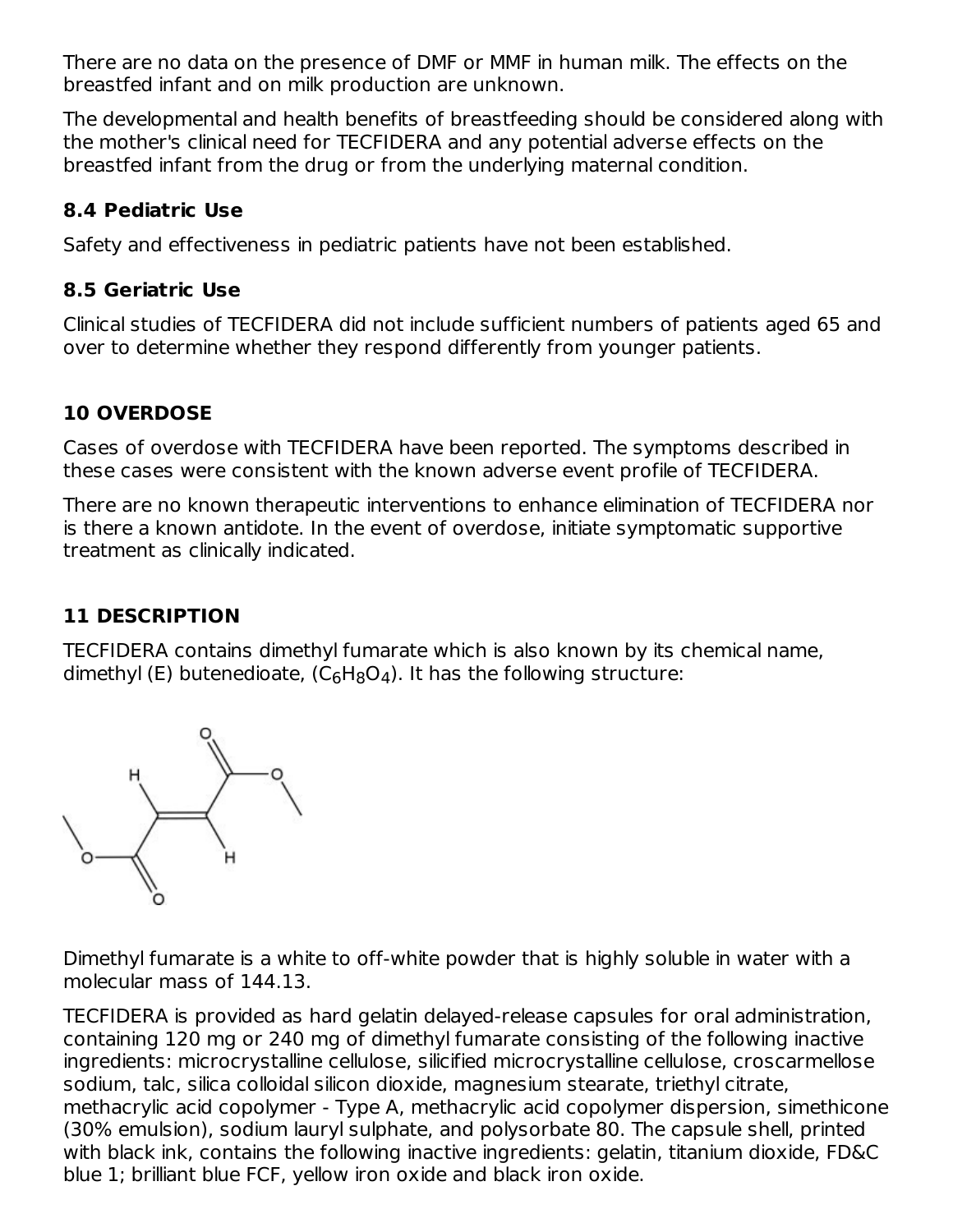There are no data on the presence of DMF or MMF in human milk. The effects on the breastfed infant and on milk production are unknown.

The developmental and health benefits of breastfeeding should be considered along with the mother's clinical need for TECFIDERA and any potential adverse effects on the breastfed infant from the drug or from the underlying maternal condition.

### 8.4 Pediatric Use

Safety and effectiveness in pediatric patients have not been established.

### 8.5 Geriatric Use

Clinical studies of TECFIDERA did not include sufficient numbers of patients aged 65 and over to determine whether they respond differently from younger patients.

## 10 OVERDOSE

Cases of overdose with TECFIDERA have been reported. The symptoms described in these cases were consistent with the known adverse event profile of TECFIDERA.

There are no known therapeutic interventions to enhance elimination of TECFIDERA nor is there a known antidote. In the event of overdose, initiate symptomatic supportive treatment as clinically indicated.

## 11 DESCRIPTION

TECFIDERA contains dimethyl fumarate which is also known by its chemical name, dimethyl (E) butenedioate, ($C_6H_8O_4$). It has the following structure:

Dimethyl fumarate is a white to off-white powder that is highly soluble in water with a molecular mass of 144.13.

TECFIDERA is provided as hard gelatin delayed-release capsules for oral administration, containing 120 mg or 240 mg of dimethyl fumarate consisting of the following inactive ingredients: microcrystalline cellulose, silicified microcrystalline cellulose, croscarmellose sodium, talc, silica colloidal silicon dioxide, magnesium stearate, triethyl citrate, methacrylic acid copolymer - Type A, methacrylic acid copolymer dispersion, simethicone (30% emulsion), sodium lauryl sulphate, and polysorbate 80. The capsule shell, printed with black ink, contains the following inactive ingredients: gelatin, titanium dioxide, FD&C blue 1; brilliant blue FCF, yellow iron oxide and black iron oxide.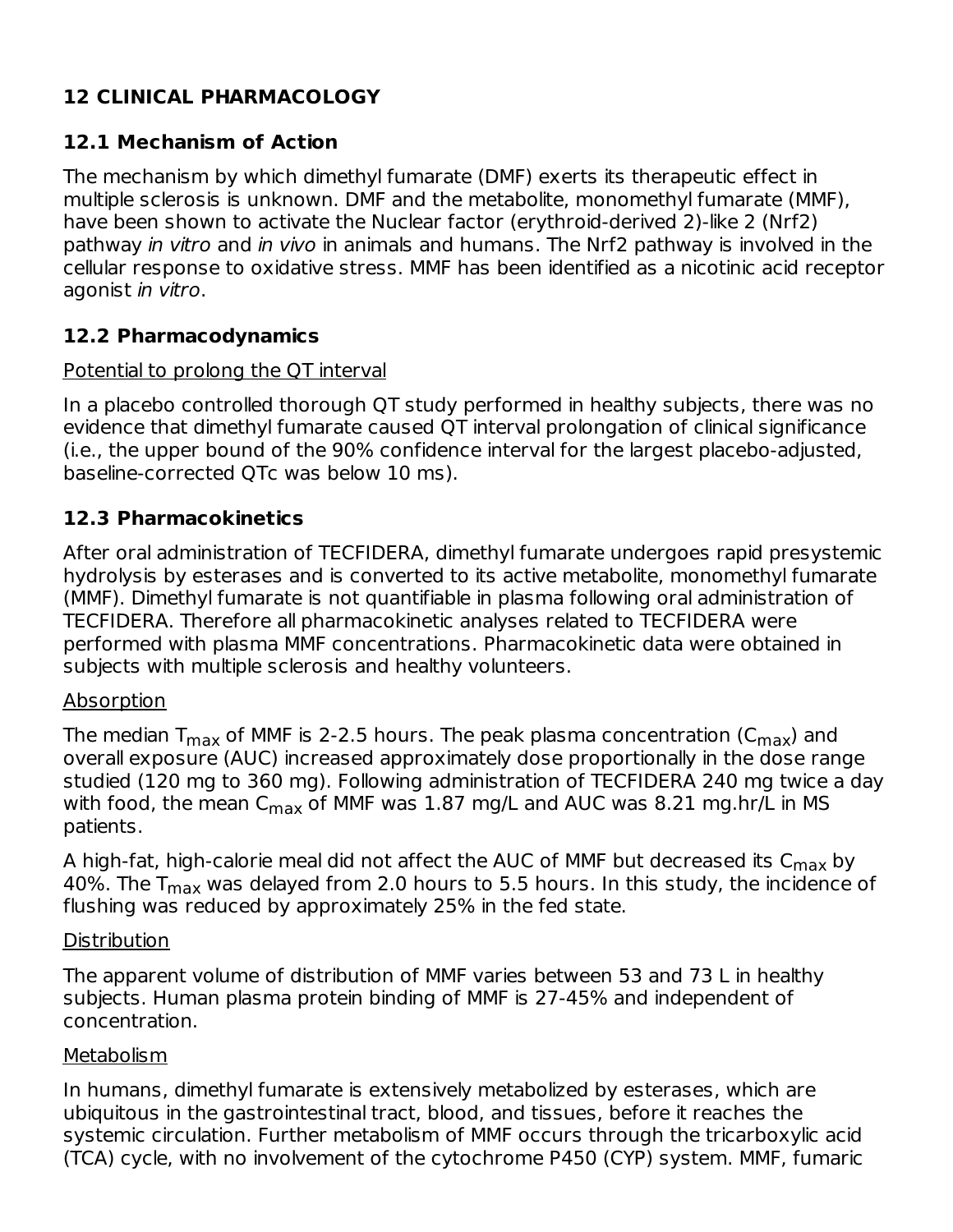## 12 CLINICAL PHARMACOLOGY

### 12.1 Mechanism of Action

The mechanism by which dimethyl fumarate (DMF) exerts its therapeutic effect in multiple sclerosis is unknown. DMF and the metabolite, monomethyl fumarate (MMF), have been shown to activate the Nuclear factor (erythroid-derived 2)-like 2 (Nrf2) pathway *in vitro* and *in vivo* in animals and humans. The Nrf2 pathway is involved in the cellular response to oxidative stress. MMF has been identified as a nicotinic acid receptor agonist *in vitro*.

### 12.2 Pharmacodynamics

Potential to prolong the QT interval

In a placebo controlled thorough QT study performed in healthy subjects, there was no evidence that dimethyl fumarate caused QT interval prolongation of clinical significance (i.e., the upper bound of the 90% confidence interval for the largest placebo-adjusted, baseline-corrected QTc was below 10 ms).

### 12.3 Pharmacokinetics

After oral administration of TECFIDERA, dimethyl fumarate undergoes rapid presystemic hydrolysis by esterases and is converted to its active metabolite, monomethyl fumarate (MMF). Dimethyl fumarate is not quantifiable in plasma following oral administration of TECFIDERA. Therefore all pharmacokinetic analyses related to TECFIDERA were performed with plasma MMF concentrations. Pharmacokinetic data were obtained in subjects with multiple sclerosis and healthy volunteers.

Absorption

The median $T_{max}$ of MMF is 2-2.5 hours. The peak plasma concentration ($C_{max}$) and overall exposure (AUC) increased approximately dose proportionally in the dose range studied (120 mg to 360 mg). Following administration of TECFIDERA 240 mg twice a day with food, the mean $C_{max}$ of MMF was 1.87 mg/L and AUC was 8.21 mg.hr/L in MS patients.

A high-fat, high-calorie meal did not affect the AUC of MMF but decreased its $C_{max}$ by 40%. The $T_{max}$ was delayed from 2.0 hours to 5.5 hours. In this study, the incidence of flushing was reduced by approximately 25% in the fed state.

Distribution

The apparent volume of distribution of MMF varies between 53 and 73 L in healthy subjects. Human plasma protein binding of MMF is 27-45% and independent of concentration.

Metabolism

In humans, dimethyl fumarate is extensively metabolized by esterases, which are ubiquitous in the gastrointestinal tract, blood, and tissues, before it reaches the systemic circulation. Further metabolism of MMF occurs through the tricarboxylic acid (TCA) cycle, with no involvement of the cytochrome P450 (CYP) system. MMF, fumaric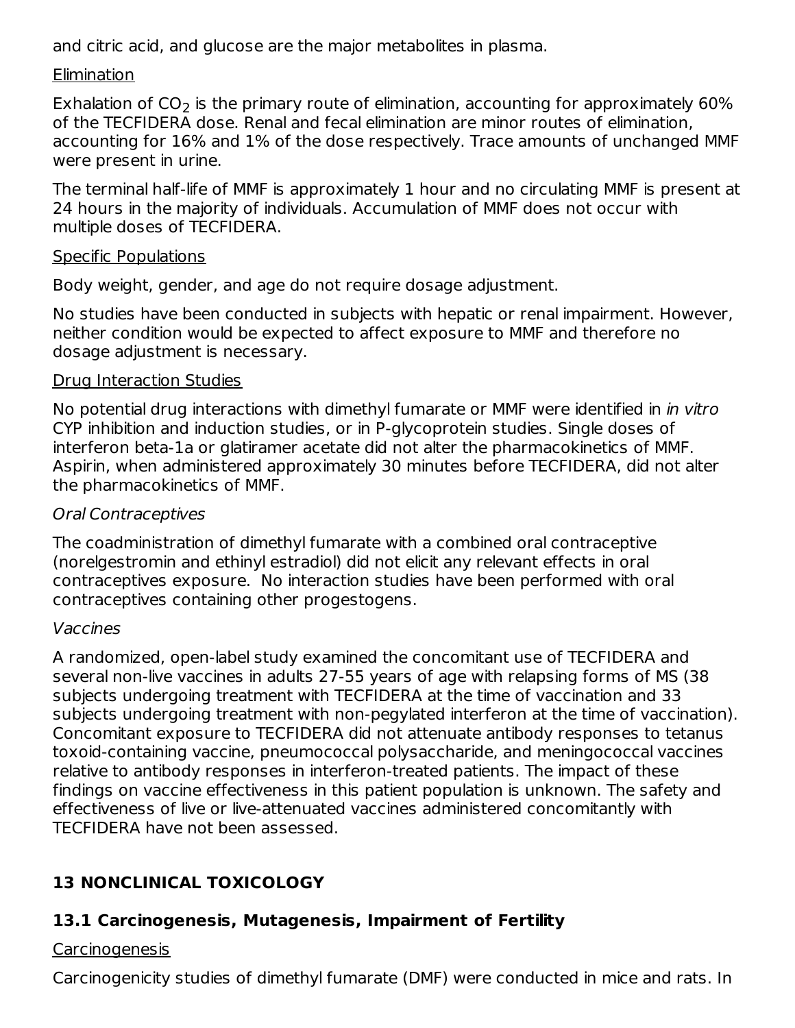and citric acid, and glucose are the major metabolites in plasma.

Elimination

Exhalation of $CO_2$ is the primary route of elimination, accounting for approximately 60% of the TECFIDERA dose. Renal and fecal elimination are minor routes of elimination, accounting for 16% and 1% of the dose respectively. Trace amounts of unchanged MMF were present in urine.

The terminal half-life of MMF is approximately 1 hour and no circulating MMF is present at 24 hours in the majority of individuals. Accumulation of MMF does not occur with multiple doses of TECFIDERA.

Specific Populations

Body weight, gender, and age do not require dosage adjustment.

No studies have been conducted in subjects with hepatic or renal impairment. However, neither condition would be expected to affect exposure to MMF and therefore no dosage adjustment is necessary.

Drug Interaction Studies

No potential drug interactions with dimethyl fumarate or MMF were identified in *in vitro* CYP inhibition and induction studies, or in P-glycoprotein studies. Single doses of interferon beta-1a or glatiramer acetate did not alter the pharmacokinetics of MMF. Aspirin, when administered approximately 30 minutes before TECFIDERA, did not alter the pharmacokinetics of MMF.

*Oral Contraceptives*

The coadministration of dimethyl fumarate with a combined oral contraceptive (norelgestromin and ethinyl estradiol) did not elicit any relevant effects in oral contraceptives exposure. No interaction studies have been performed with oral contraceptives containing other progestogens.

*Vaccines*

A randomized, open-label study examined the concomitant use of TECFIDERA and several non-live vaccines in adults 27-55 years of age with relapsing forms of MS (38 subjects undergoing treatment with TECFIDERA at the time of vaccination and 33 subjects undergoing treatment with non-pegylated interferon at the time of vaccination). Concomitant exposure to TECFIDERA did not attenuate antibody responses to tetanus toxoid-containing vaccine, pneumococcal polysaccharide, and meningococcal vaccines relative to antibody responses in interferon-treated patients. The impact of these findings on vaccine effectiveness in this patient population is unknown. The safety and effectiveness of live or live-attenuated vaccines administered concomitantly with TECFIDERA have not been assessed.

## 13 NONCLINICAL TOXICOLOGY

### 13.1 Carcinogenesis, Mutagenesis, Impairment of Fertility

Carcinogenesis

Carcinogenicity studies of dimethyl fumarate (DMF) were conducted in mice and rats. In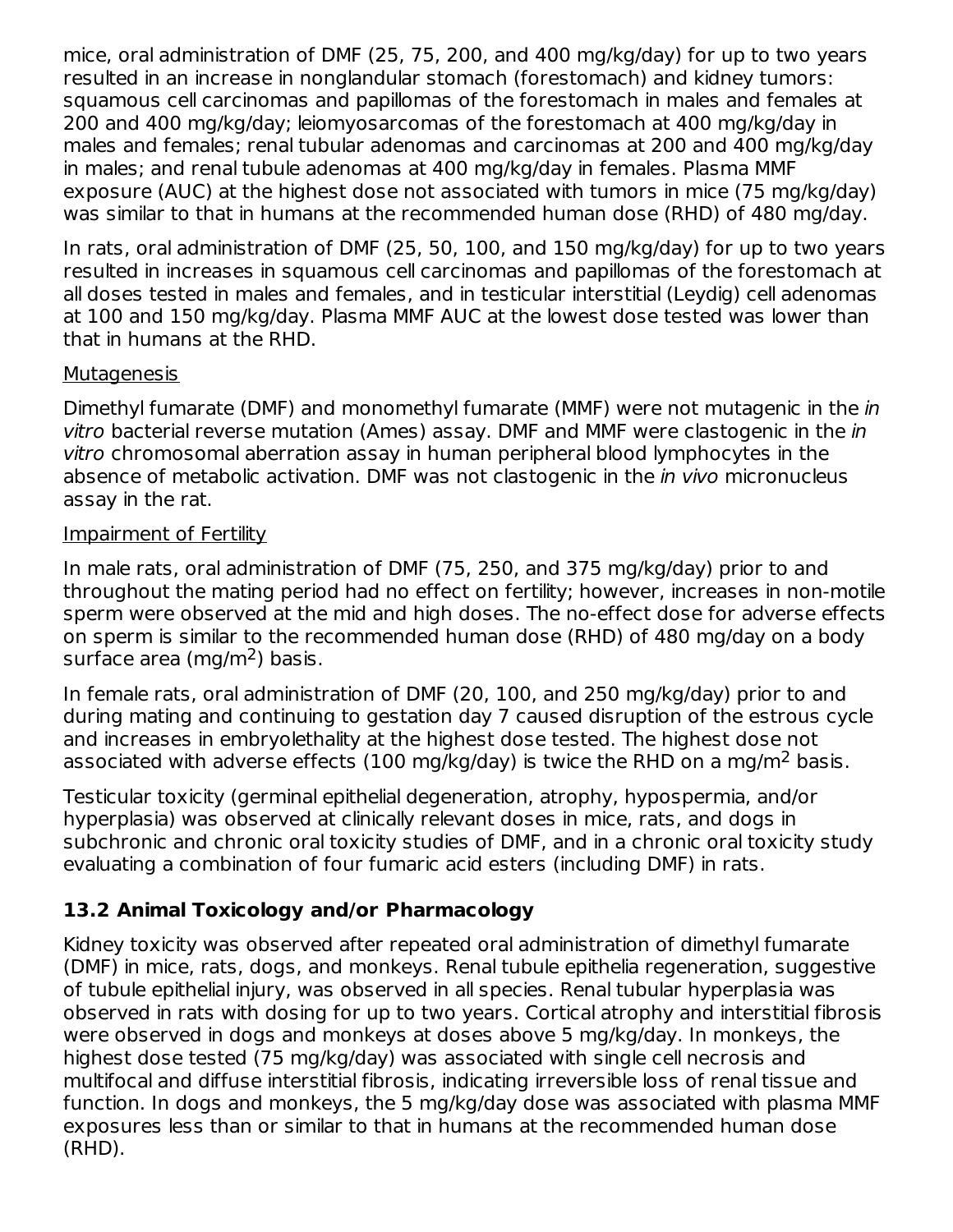mice, oral administration of DMF (25, 75, 200, and 400 mg/kg/day) for up to two years resulted in an increase in nonglandular stomach (forestomach) and kidney tumors: squamous cell carcinomas and papillomas of the forestomach in males and females at 200 and 400 mg/kg/day; leiomyosarcomas of the forestomach at 400 mg/kg/day in males and females; renal tubular adenomas and carcinomas at 200 and 400 mg/kg/day in males; and renal tubule adenomas at 400 mg/kg/day in females. Plasma MMF exposure (AUC) at the highest dose not associated with tumors in mice (75 mg/kg/day) was similar to that in humans at the recommended human dose (RHD) of 480 mg/day.

In rats, oral administration of DMF (25, 50, 100, and 150 mg/kg/day) for up to two years resulted in increases in squamous cell carcinomas and papillomas of the forestomach at all doses tested in males and females, and in testicular interstitial (Leydig) cell adenomas at 100 and 150 mg/kg/day. Plasma MMF AUC at the lowest dose tested was lower than that in humans at the RHD.

Mutagenesis

Dimethyl fumarate (DMF) and monomethyl fumarate (MMF) were not mutagenic in the *in vitro* bacterial reverse mutation (Ames) assay. DMF and MMF were clastogenic in the *in vitro* chromosomal aberration assay in human peripheral blood lymphocytes in the absence of metabolic activation. DMF was not clastogenic in the *in vivo* micronucleus assay in the rat.

Impairment of Fertility

In male rats, oral administration of DMF (75, 250, and 375 mg/kg/day) prior to and throughout the mating period had no effect on fertility; however, increases in non-motile sperm were observed at the mid and high doses. The no-effect dose for adverse effects on sperm is similar to the recommended human dose (RHD) of 480 mg/day on a body surface area ($mg/m^2$) basis.

In female rats, oral administration of DMF (20, 100, and 250 mg/kg/day) prior to and during mating and continuing to gestation day 7 caused disruption of the estrous cycle and increases in embryolethality at the highest dose tested. The highest dose not associated with adverse effects (100 mg/kg/day) is twice the RHD on a $mg/m^2$ basis.

Testicular toxicity (germinal epithelial degeneration, atrophy, hypospermia, and/or hyperplasia) was observed at clinically relevant doses in mice, rats, and dogs in subchronic and chronic oral toxicity studies of DMF, and in a chronic oral toxicity study evaluating a combination of four fumaric acid esters (including DMF) in rats.

## 13.2 Animal Toxicology and/or Pharmacology

Kidney toxicity was observed after repeated oral administration of dimethyl fumarate (DMF) in mice, rats, dogs, and monkeys. Renal tubule epithelia regeneration, suggestive of tubule epithelial injury, was observed in all species. Renal tubular hyperplasia was observed in rats with dosing for up to two years. Cortical atrophy and interstitial fibrosis were observed in dogs and monkeys at doses above 5 mg/kg/day. In monkeys, the highest dose tested (75 mg/kg/day) was associated with single cell necrosis and multifocal and diffuse interstitial fibrosis, indicating irreversible loss of renal tissue and function. In dogs and monkeys, the 5 mg/kg/day dose was associated with plasma MMF exposures less than or similar to that in humans at the recommended human dose (RHD).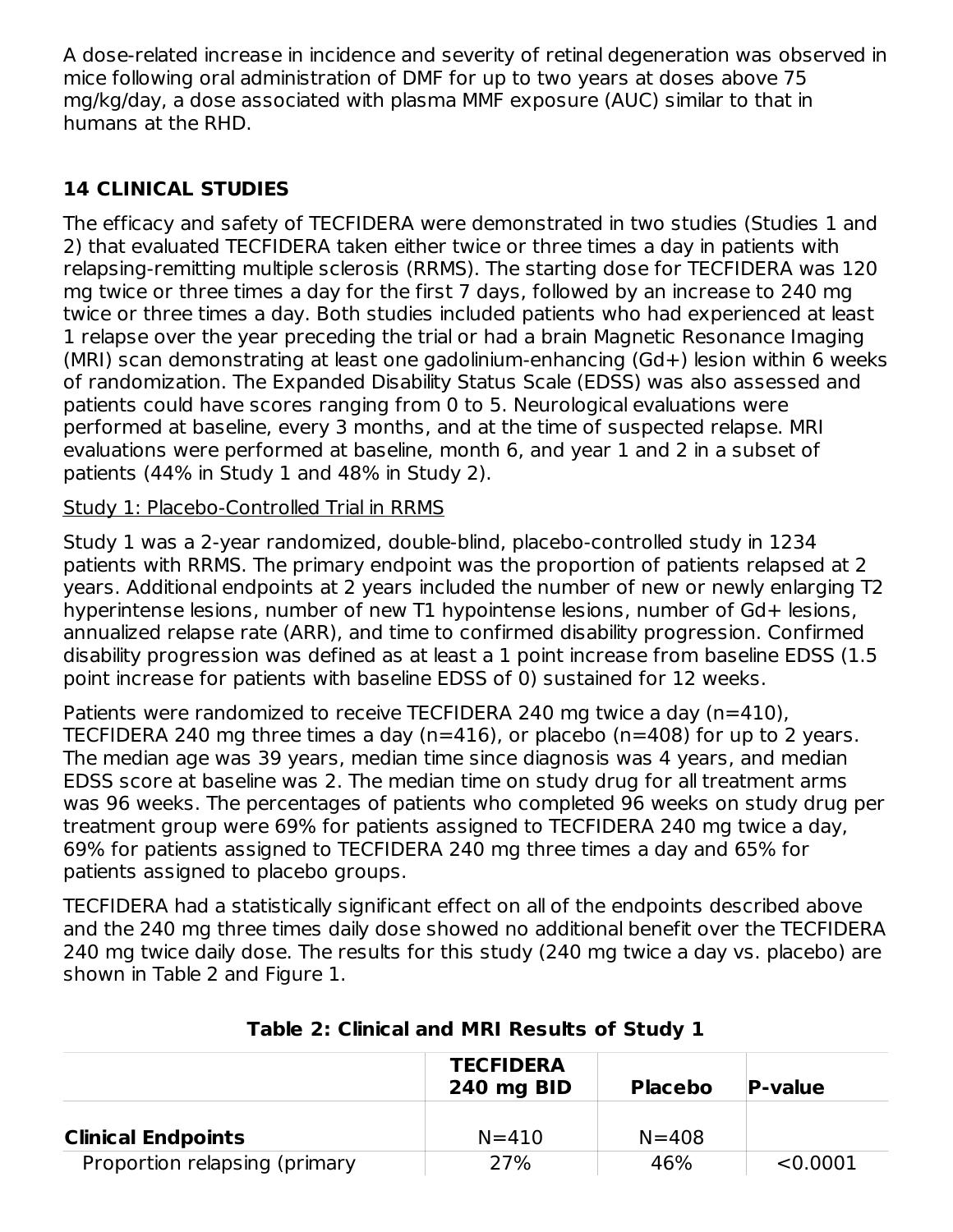A dose-related increase in incidence and severity of retinal degeneration was observed in mice following oral administration of DMF for up to two years at doses above 75 mg/kg/day, a dose associated with plasma MMF exposure (AUC) similar to that in humans at the RHD.

## 14 CLINICAL STUDIES

The efficacy and safety of TECFIDERA were demonstrated in two studies (Studies 1 and 2) that evaluated TECFIDERA taken either twice or three times a day in patients with relapsing-remitting multiple sclerosis (RRMS). The starting dose for TECFIDERA was 120 mg twice or three times a day for the first 7 days, followed by an increase to 240 mg twice or three times a day. Both studies included patients who had experienced at least 1 relapse over the year preceding the trial or had a brain Magnetic Resonance Imaging (MRI) scan demonstrating at least one gadolinium-enhancing (Gd+) lesion within 6 weeks of randomization. The Expanded Disability Status Scale (EDSS) was also assessed and patients could have scores ranging from 0 to 5. Neurological evaluations were performed at baseline, every 3 months, and at the time of suspected relapse. MRI evaluations were performed at baseline, month 6, and year 1 and 2 in a subset of patients (44% in Study 1 and 48% in Study 2).

Study 1: Placebo-Controlled Trial in RRMS

Study 1 was a 2-year randomized, double-blind, placebo-controlled study in 1234 patients with RRMS. The primary endpoint was the proportion of patients relapsed at 2 years. Additional endpoints at 2 years included the number of new or newly enlarging T2 hyperintense lesions, number of new T1 hypointense lesions, number of Gd+ lesions, annualized relapse rate (ARR), and time to confirmed disability progression. Confirmed disability progression was defined as at least a 1 point increase from baseline EDSS (1.5 point increase for patients with baseline EDSS of 0) sustained for 12 weeks.

Patients were randomized to receive TECFIDERA 240 mg twice a day (n=410), TECFIDERA 240 mg three times a day (n=416), or placebo (n=408) for up to 2 years. The median age was 39 years, median time since diagnosis was 4 years, and median EDSS score at baseline was 2. The median time on study drug for all treatment arms was 96 weeks. The percentages of patients who completed 96 weeks on study drug per treatment group were 69% for patients assigned to TECFIDERA 240 mg twice a day, 69% for patients assigned to TECFIDERA 240 mg three times a day and 65% for patients assigned to placebo groups.

TECFIDERA had a statistically significant effect on all of the endpoints described above and the 240 mg three times daily dose showed no additional benefit over the TECFIDERA 240 mg twice daily dose. The results for this study (240 mg twice a day vs. placebo) are shown in Table 2 and Figure 1.

**Table 2: Clinical and MRI Results of Study 1**

| | **TECFIDERA 240 mg BID** | **Placebo** | **P-value** |
|---|---|---|---|
| **Clinical Endpoints** | N=410 | N=408 | |
| Proportion relapsing (primary | 27% | 46% | <0.0001 |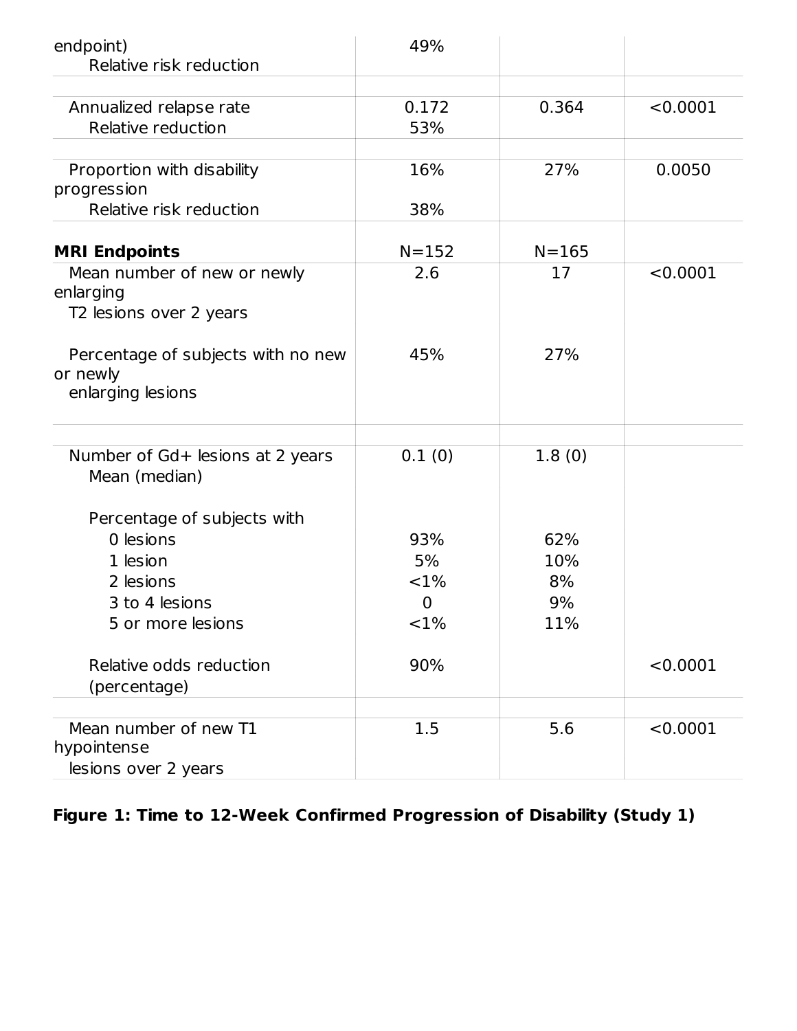| | | | |
|---|---|---|---|
| endpoint)<br>Relative risk reduction | 49% | | |
| | | | |
| Annualized relapse rate<br>Relative reduction | 0.172<br>53% | 0.364 | <0.0001 |
| | | | |
| Proportion with disability progression<br>Relative risk reduction | 16%<br><br>38% | 27% | 0.0050 |
| **MRI Endpoints** | N=152 | N=165 | |
| Mean number of new or newly enlarging T2 lesions over 2 years | 2.6 | 17 | <0.0001 |
| Percentage of subjects with no new or newly enlarging lesions | 45% | 27% | |
| | | | |
| Number of Gd+ lesions at 2 years<br>Mean (median) | 0.1 (0) | 1.8 (0) | |
| Percentage of subjects with | | | |
| 0 lesions | 93% | 62% | |
| 1 lesion | 5% | 10% | |
| 2 lesions | <1% | 8% | |
| 3 to 4 lesions | 0 | 9% | |
| 5 or more lesions | <1% | 11% | |
| Relative odds reduction (percentage) | 90% | | <0.0001 |
| | | | |
| Mean number of new T1 hypointense lesions over 2 years | 1.5 | 5.6 | <0.0001 |

**Figure 1: Time to 12-Week Confirmed Progression of Disability (Study 1)**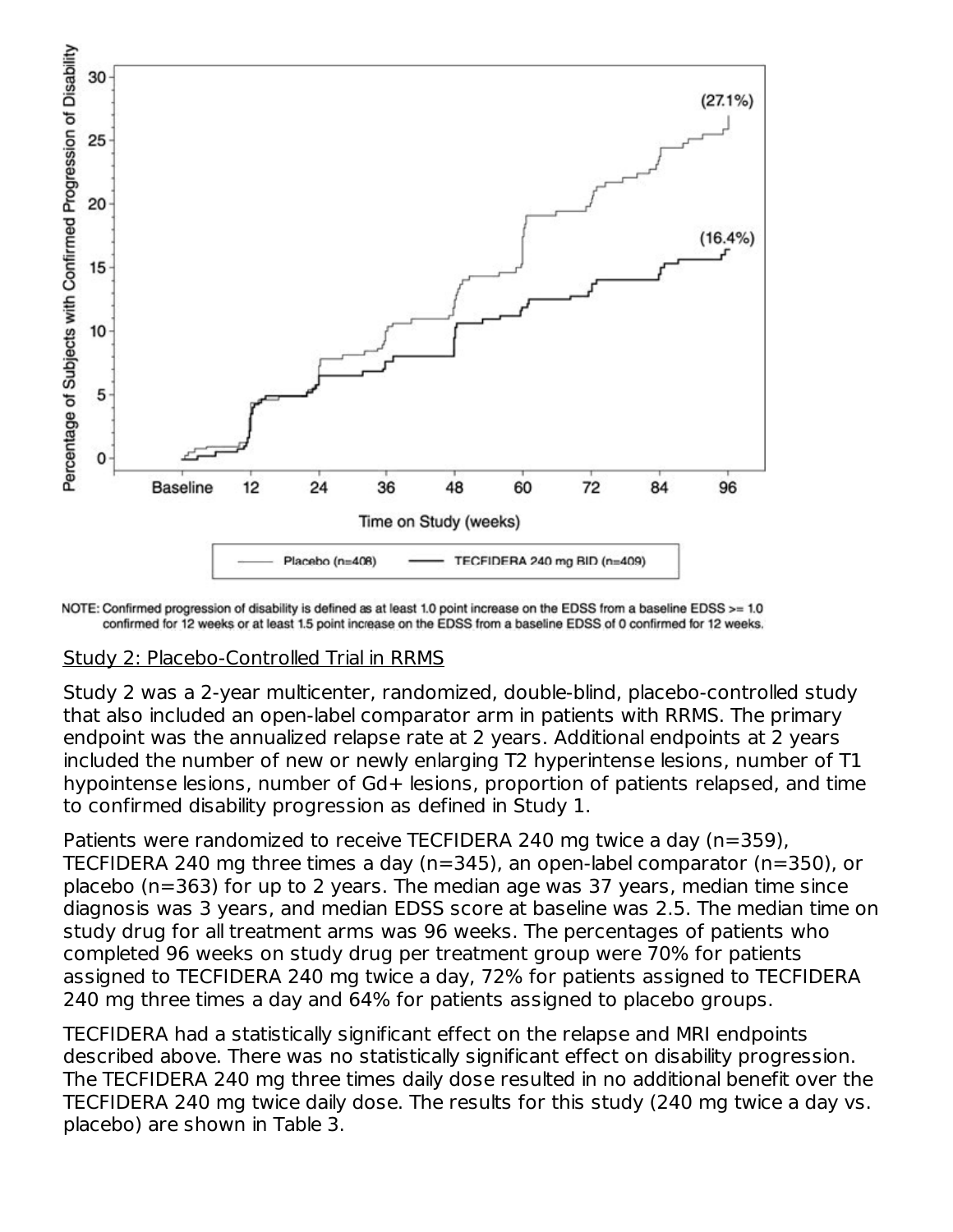NOTE: Confirmed progression of disability is defined as at least 1.0 point increase on the EDSS from a baseline EDSS >= 1.0 confirmed for 12 weeks or at least 1.5 point increase on the EDSS from a baseline EDSS of 0 confirmed for 12 weeks.

Study 2: Placebo-Controlled Trial in RRMS

Study 2 was a 2-year multicenter, randomized, double-blind, placebo-controlled study that also included an open-label comparator arm in patients with RRMS. The primary endpoint was the annualized relapse rate at 2 years. Additional endpoints at 2 years included the number of new or newly enlarging T2 hyperintense lesions, number of T1 hypointense lesions, number of Gd+ lesions, proportion of patients relapsed, and time to confirmed disability progression as defined in Study 1.

Patients were randomized to receive TECFIDERA 240 mg twice a day (n=359), TECFIDERA 240 mg three times a day (n=345), an open-label comparator (n=350), or placebo (n=363) for up to 2 years. The median age was 37 years, median time since diagnosis was 3 years, and median EDSS score at baseline was 2.5. The median time on study drug for all treatment arms was 96 weeks. The percentages of patients who completed 96 weeks on study drug per treatment group were 70% for patients assigned to TECFIDERA 240 mg twice a day, 72% for patients assigned to TECFIDERA 240 mg three times a day and 64% for patients assigned to placebo groups.

TECFIDERA had a statistically significant effect on the relapse and MRI endpoints described above. There was no statistically significant effect on disability progression. The TECFIDERA 240 mg three times daily dose resulted in no additional benefit over the TECFIDERA 240 mg twice daily dose. The results for this study (240 mg twice a day vs. placebo) are shown in Table 3.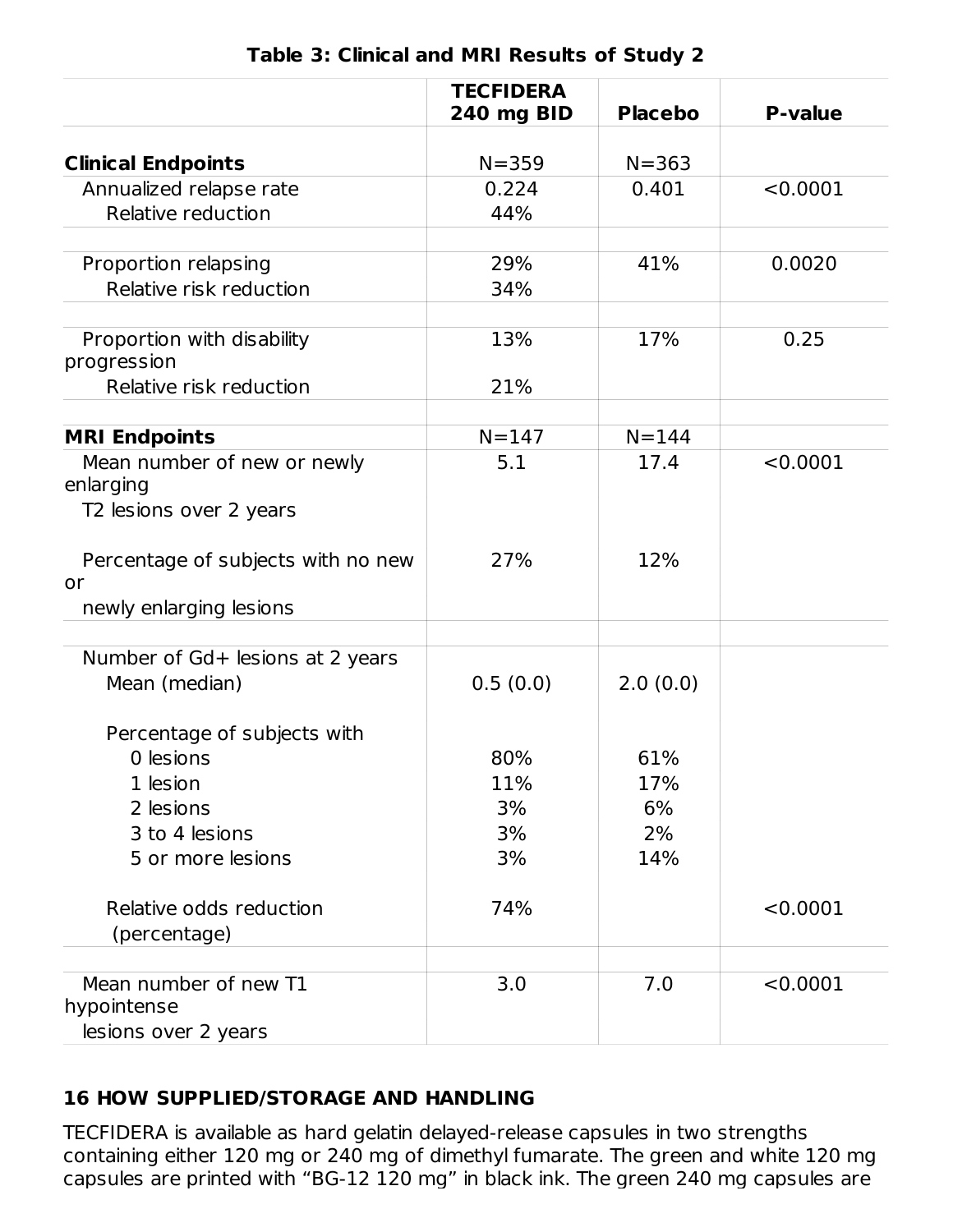**Table 3: Clinical and MRI Results of Study 2**

| | TECFIDERA 240 mg BID | Placebo | P-value |
|---|---|---|---|
| **Clinical Endpoints** | N=359 | N=363 | |
| Annualized relapse rate | 0.224 | 0.401 | <0.0001 |
| Relative reduction | 44% | | |
| Proportion relapsing | 29% | 41% | 0.0020 |
| Relative risk reduction | 34% | | |
| Proportion with disability progression | 13% | 17% | 0.25 |
| Relative risk reduction | 21% | | |
| **MRI Endpoints** | N=147 | N=144 | |
| Mean number of new or newly enlarging T2 lesions over 2 years | 5.1 | 17.4 | <0.0001 |
| Percentage of subjects with no new or newly enlarging lesions | 27% | 12% | |
| Number of Gd+ lesions at 2 years | | | |
| Mean (median) | 0.5 (0.0) | 2.0 (0.0) | |
| Percentage of subjects with | | | |
| 0 lesions | 80% | 61% | |
| 1 lesion | 11% | 17% | |
| 2 lesions | 3% | 6% | |
| 3 to 4 lesions | 3% | 2% | |
| 5 or more lesions | 3% | 14% | |
| Relative odds reduction (percentage) | 74% | | <0.0001 |
| Mean number of new T1 hypointense lesions over 2 years | 3.0 | 7.0 | <0.0001 |

## 16 HOW SUPPLIED/STORAGE AND HANDLING

TECFIDERA is available as hard gelatin delayed-release capsules in two strengths containing either 120 mg or 240 mg of dimethyl fumarate. The green and white 120 mg capsules are printed with "BG-12 120 mg" in black ink. The green 240 mg capsules are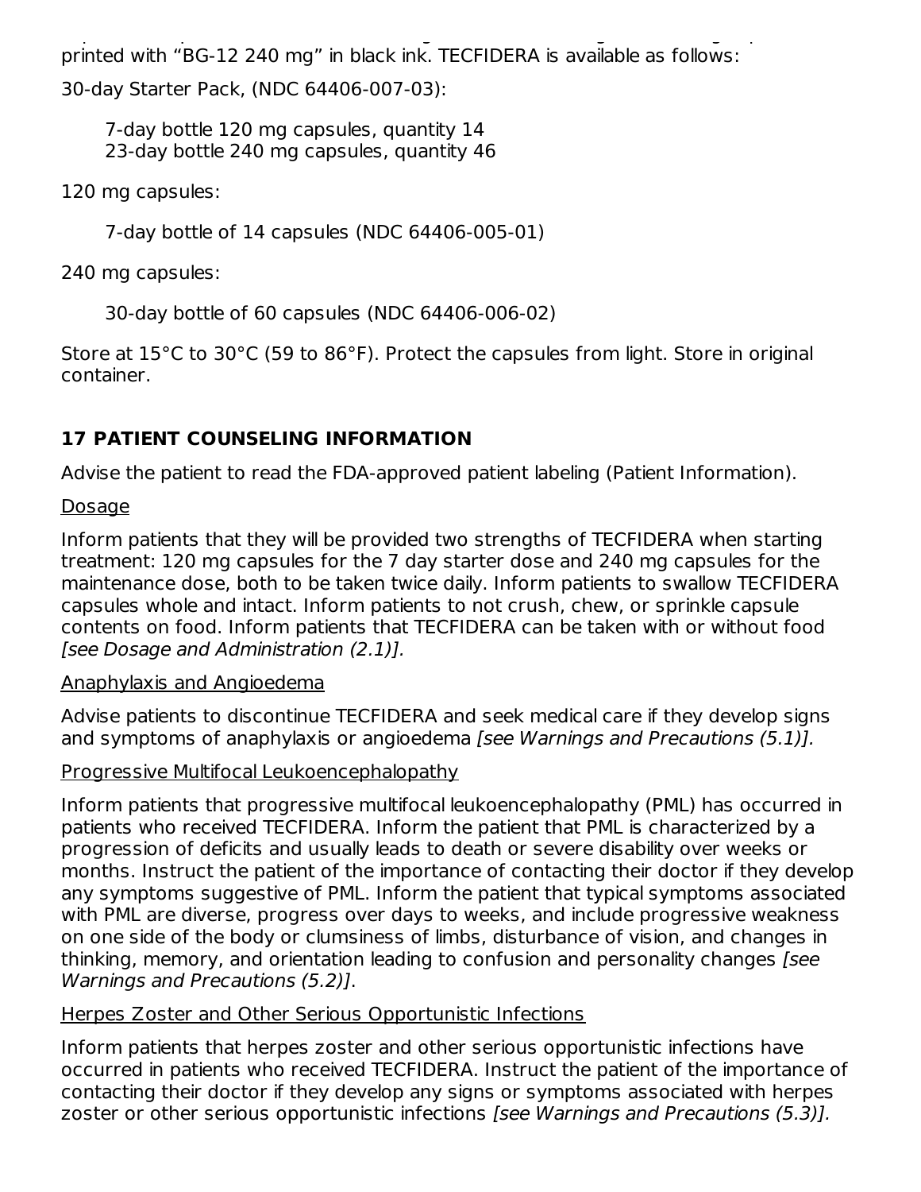printed with "BG-12 240 mg" in black ink. TECFIDERA is available as follows:

30-day Starter Pack, (NDC 64406-007-03):

7-day bottle 120 mg capsules, quantity 14
23-day bottle 240 mg capsules, quantity 46

120 mg capsules:

7-day bottle of 14 capsules (NDC 64406-005-01)

240 mg capsules:

30-day bottle of 60 capsules (NDC 64406-006-02)

Store at 15°C to 30°C (59 to 86°F). Protect the capsules from light. Store in original container.

## 17 PATIENT COUNSELING INFORMATION

Advise the patient to read the FDA-approved patient labeling (Patient Information).

Dosage

Inform patients that they will be provided two strengths of TECFIDERA when starting treatment: 120 mg capsules for the 7 day starter dose and 240 mg capsules for the maintenance dose, both to be taken twice daily. Inform patients to swallow TECFIDERA capsules whole and intact. Inform patients to not crush, chew, or sprinkle capsule contents on food. Inform patients that TECFIDERA can be taken with or without food *[see Dosage and Administration (2.1)].*

Anaphylaxis and Angioedema

Advise patients to discontinue TECFIDERA and seek medical care if they develop signs and symptoms of anaphylaxis or angioedema *[see Warnings and Precautions (5.1)].*

Progressive Multifocal Leukoencephalopathy

Inform patients that progressive multifocal leukoencephalopathy (PML) has occurred in patients who received TECFIDERA. Inform the patient that PML is characterized by a progression of deficits and usually leads to death or severe disability over weeks or months. Instruct the patient of the importance of contacting their doctor if they develop any symptoms suggestive of PML. Inform the patient that typical symptoms associated with PML are diverse, progress over days to weeks, and include progressive weakness on one side of the body or clumsiness of limbs, disturbance of vision, and changes in thinking, memory, and orientation leading to confusion and personality changes *[see Warnings and Precautions (5.2)]*.

Herpes Zoster and Other Serious Opportunistic Infections

Inform patients that herpes zoster and other serious opportunistic infections have occurred in patients who received TECFIDERA. Instruct the patient of the importance of contacting their doctor if they develop any signs or symptoms associated with herpes zoster or other serious opportunistic infections *[see Warnings and Precautions (5.3)].*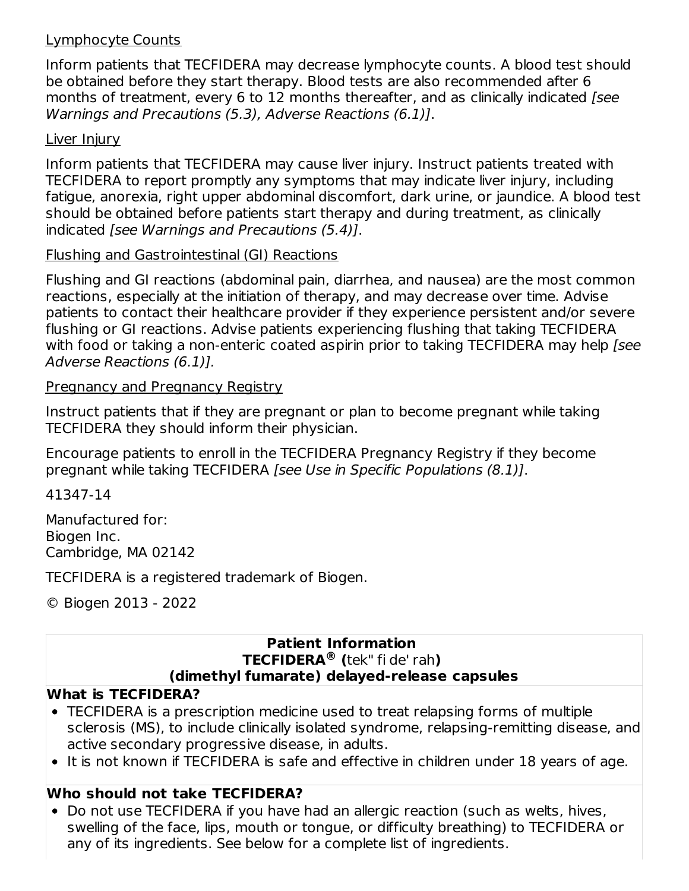Lymphocyte Counts

Inform patients that TECFIDERA may decrease lymphocyte counts. A blood test should be obtained before they start therapy. Blood tests are also recommended after 6 months of treatment, every 6 to 12 months thereafter, and as clinically indicated *[see Warnings and Precautions (5.3), Adverse Reactions (6.1)]*.

Liver Injury

Inform patients that TECFIDERA may cause liver injury. Instruct patients treated with TECFIDERA to report promptly any symptoms that may indicate liver injury, including fatigue, anorexia, right upper abdominal discomfort, dark urine, or jaundice. A blood test should be obtained before patients start therapy and during treatment, as clinically indicated *[see Warnings and Precautions (5.4)]*.

Flushing and Gastrointestinal (GI) Reactions

Flushing and GI reactions (abdominal pain, diarrhea, and nausea) are the most common reactions, especially at the initiation of therapy, and may decrease over time. Advise patients to contact their healthcare provider if they experience persistent and/or severe flushing or GI reactions. Advise patients experiencing flushing that taking TECFIDERA with food or taking a non-enteric coated aspirin prior to taking TECFIDERA may help *[see Adverse Reactions (6.1)].*

Pregnancy and Pregnancy Registry

Instruct patients that if they are pregnant or plan to become pregnant while taking TECFIDERA they should inform their physician.

Encourage patients to enroll in the TECFIDERA Pregnancy Registry if they become pregnant while taking TECFIDERA *[see Use in Specific Populations (8.1)]*.

41347-14

Manufactured for:
Biogen Inc.
Cambridge, MA 02142

TECFIDERA is a registered trademark of Biogen.

© Biogen 2013 - 2022

**Patient Information**
**TECFIDERA® (**tek" fi de' rah**)**
**(dimethyl fumarate) delayed-release capsules**

**What is TECFIDERA?**

- TECFIDERA is a prescription medicine used to treat relapsing forms of multiple sclerosis (MS), to include clinically isolated syndrome, relapsing-remitting disease, and active secondary progressive disease, in adults.
- It is not known if TECFIDERA is safe and effective in children under 18 years of age.

**Who should not take TECFIDERA?**

- Do not use TECFIDERA if you have had an allergic reaction (such as welts, hives, swelling of the face, lips, mouth or tongue, or difficulty breathing) to TECFIDERA or any of its ingredients. See below for a complete list of ingredients.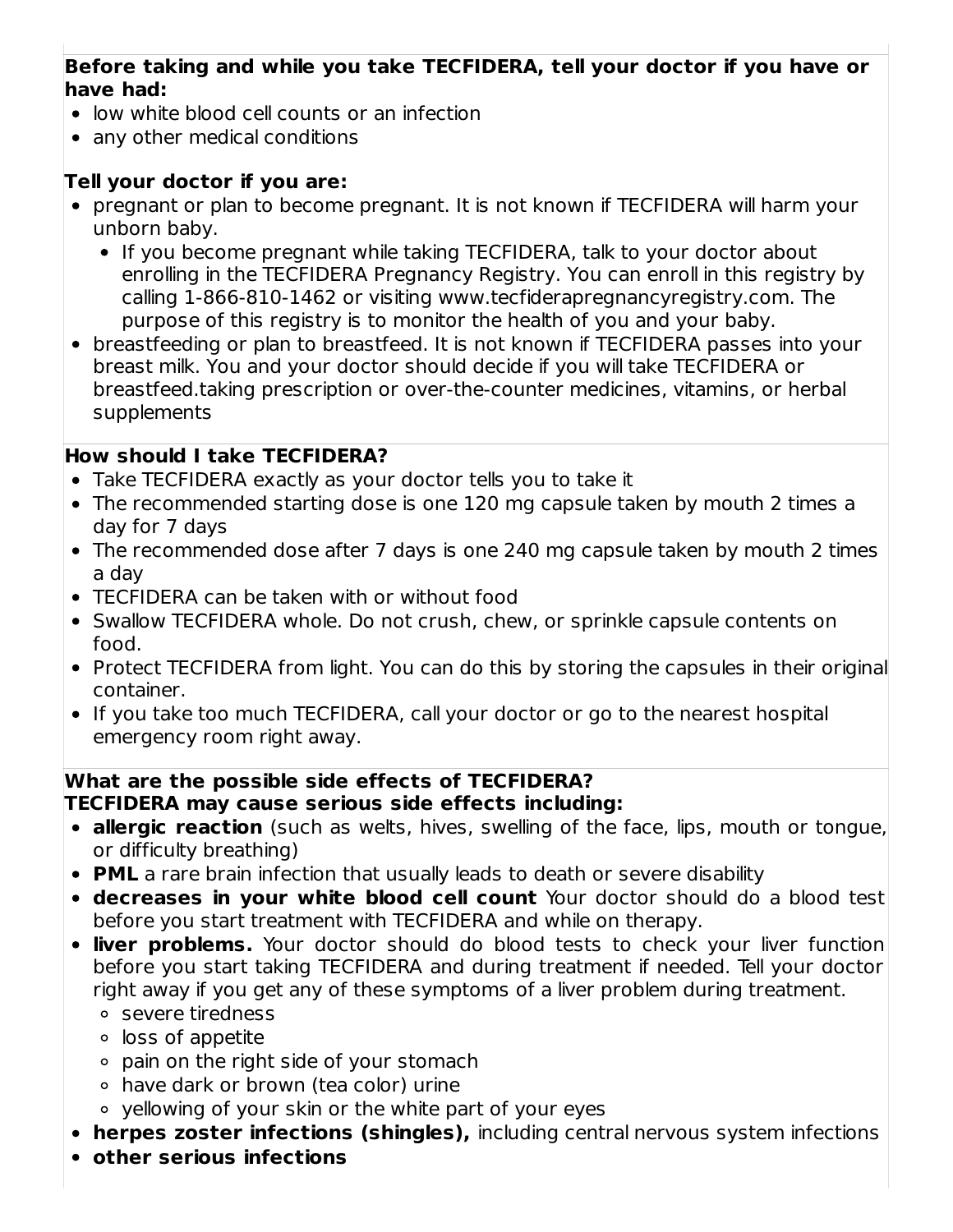**Before taking and while you take TECFIDERA, tell your doctor if you have or have had:**

- low white blood cell counts or an infection
- any other medical conditions

**Tell your doctor if you are:**

- pregnant or plan to become pregnant. It is not known if TECFIDERA will harm your unborn baby.
  - If you become pregnant while taking TECFIDERA, talk to your doctor about enrolling in the TECFIDERA Pregnancy Registry. You can enroll in this registry by calling 1-866-810-1462 or visiting www.tecfiderapregnancyregistry.com. The purpose of this registry is to monitor the health of you and your baby.
- breastfeeding or plan to breastfeed. It is not known if TECFIDERA passes into your breast milk. You and your doctor should decide if you will take TECFIDERA or breastfeed.taking prescription or over-the-counter medicines, vitamins, or herbal supplements

**How should I take TECFIDERA?**

- Take TECFIDERA exactly as your doctor tells you to take it
- The recommended starting dose is one 120 mg capsule taken by mouth 2 times a day for 7 days
- The recommended dose after 7 days is one 240 mg capsule taken by mouth 2 times a day
- TECFIDERA can be taken with or without food
- Swallow TECFIDERA whole. Do not crush, chew, or sprinkle capsule contents on food.
- Protect TECFIDERA from light. You can do this by storing the capsules in their original container.
- If you take too much TECFIDERA, call your doctor or go to the nearest hospital emergency room right away.

**What are the possible side effects of TECFIDERA?**
**TECFIDERA may cause serious side effects including:**

- **allergic reaction** (such as welts, hives, swelling of the face, lips, mouth or tongue, or difficulty breathing)
- **PML** a rare brain infection that usually leads to death or severe disability
- **decreases in your white blood cell count** Your doctor should do a blood test before you start treatment with TECFIDERA and while on therapy.
- **liver problems.** Your doctor should do blood tests to check your liver function before you start taking TECFIDERA and during treatment if needed. Tell your doctor right away if you get any of these symptoms of a liver problem during treatment.
  - severe tiredness
  - loss of appetite
  - pain on the right side of your stomach
  - have dark or brown (tea color) urine
  - yellowing of your skin or the white part of your eyes
- **herpes zoster infections (shingles),** including central nervous system infections
- **other serious infections**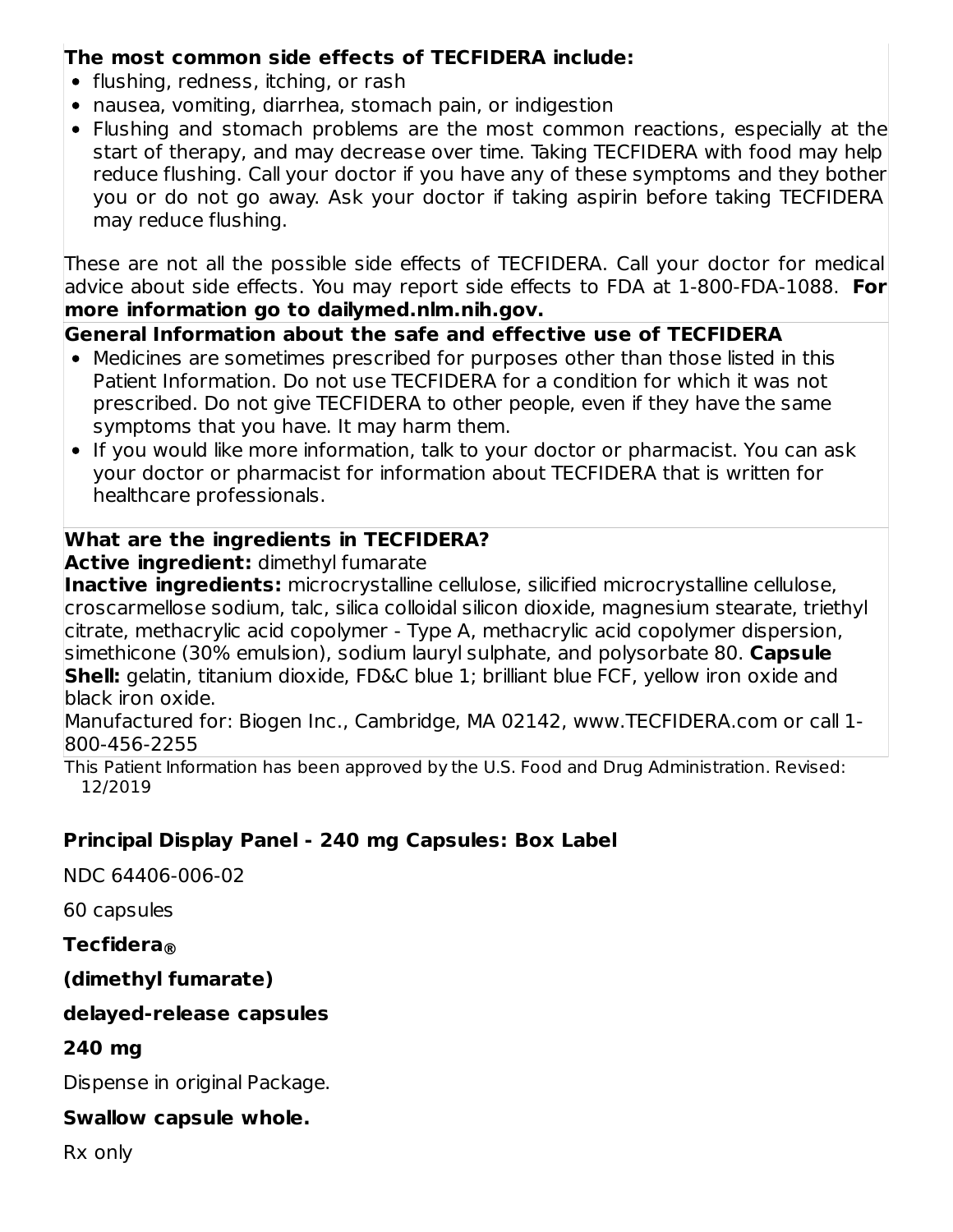**The most common side effects of TECFIDERA include:**

- flushing, redness, itching, or rash
- nausea, vomiting, diarrhea, stomach pain, or indigestion
- Flushing and stomach problems are the most common reactions, especially at the start of therapy, and may decrease over time. Taking TECFIDERA with food may help reduce flushing. Call your doctor if you have any of these symptoms and they bother you or do not go away. Ask your doctor if taking aspirin before taking TECFIDERA may reduce flushing.

These are not all the possible side effects of TECFIDERA. Call your doctor for medical advice about side effects. You may report side effects to FDA at 1-800-FDA-1088. **For more information go to dailymed.nlm.nih.gov.**

**General Information about the safe and effective use of TECFIDERA**

- Medicines are sometimes prescribed for purposes other than those listed in this Patient Information. Do not use TECFIDERA for a condition for which it was not prescribed. Do not give TECFIDERA to other people, even if they have the same symptoms that you have. It may harm them.
- If you would like more information, talk to your doctor or pharmacist. You can ask your doctor or pharmacist for information about TECFIDERA that is written for healthcare professionals.

**What are the ingredients in TECFIDERA?**

**Active ingredient:** dimethyl fumarate

**Inactive ingredients:** microcrystalline cellulose, silicified microcrystalline cellulose, croscarmellose sodium, talc, silica colloidal silicon dioxide, magnesium stearate, triethyl citrate, methacrylic acid copolymer - Type A, methacrylic acid copolymer dispersion, simethicone (30% emulsion), sodium lauryl sulphate, and polysorbate 80. **Capsule Shell:** gelatin, titanium dioxide, FD&C blue 1; brilliant blue FCF, yellow iron oxide and black iron oxide.

Manufactured for: Biogen Inc., Cambridge, MA 02142, www.TECFIDERA.com or call 1-800-456-2255

This Patient Information has been approved by the U.S. Food and Drug Administration. Revised: 12/2019

**Principal Display Panel - 240 mg Capsules: Box Label**

NDC 64406-006-02

60 capsules

**Tecfidera®**

**(dimethyl fumarate)**

**delayed-release capsules**

**240 mg**

Dispense in original Package.

**Swallow capsule whole.**

Rx only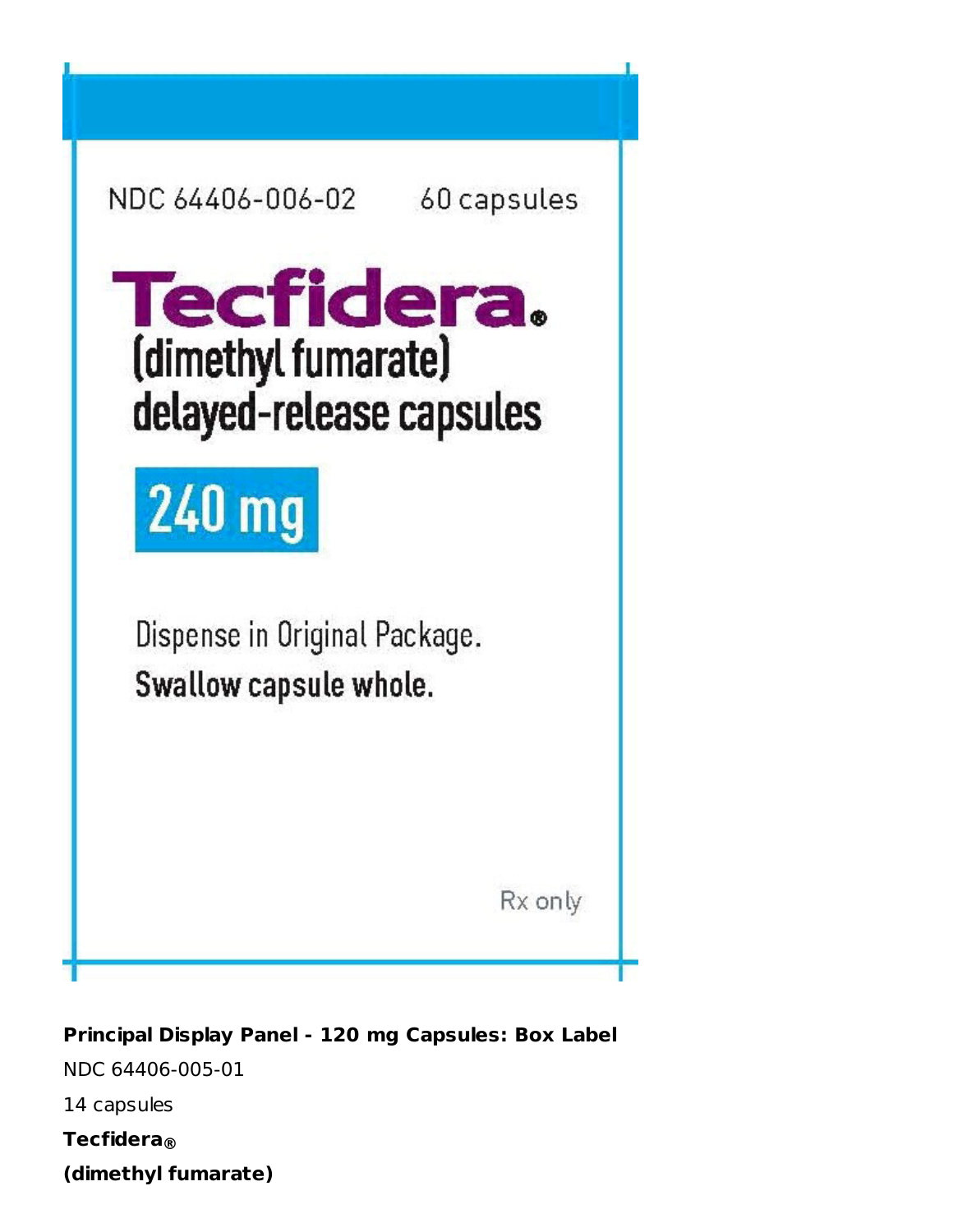NDC 64406-006-02    60 capsules

**Tecfidera®**

**(dimethyl fumarate)**

**delayed-release capsules**

**240 mg**

Dispense in Original Package.

**Swallow capsule whole.**

Rx only

**Principal Display Panel - 120 mg Capsules: Box Label**

NDC 64406-005-01

14 capsules

**Tecfidera®**

**(dimethyl fumarate)**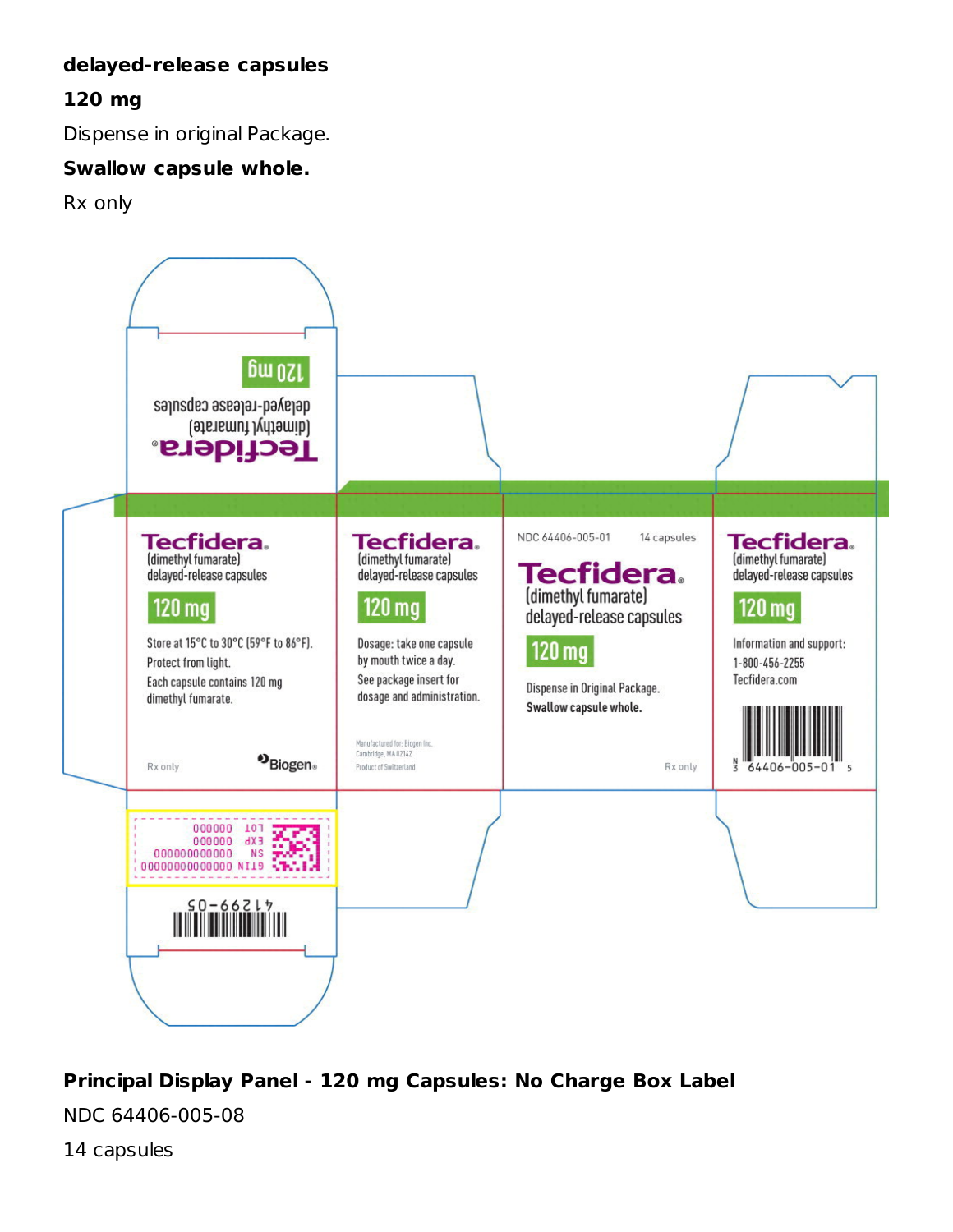**delayed-release capsules**

**120 mg**

Dispense in original Package.

**Swallow capsule whole.**

Rx only

Tecfidera®
(dimethyl fumarate)
delayed-release capsules
120 mg

Tecfidera®
(dimethyl fumarate)
delayed-release capsules
120 mg

Store at 15°C to 30°C (59°F to 86°F).
Protect from light.
Each capsule contains 120 mg dimethyl fumarate.

Rx only

Biogen®

Tecfidera®
(dimethyl fumarate)
delayed-release capsules
120 mg

Dosage: take one capsule by mouth twice a day.
See package insert for dosage and administration.

Manufactured for: Biogen Inc.
Cambridge, MA 02142
Product of Switzerland

NDC 64406-005-01 14 capsules

Tecfidera®
(dimethyl fumarate)
delayed-release capsules
120 mg

Dispense in Original Package.
**Swallow capsule whole.**

Rx only

Tecfidera®
(dimethyl fumarate)
delayed-release capsules
120 mg

Information and support:
1-800-456-2255
Tecfidera.com

N 3 64406-005-01 5

LOT 000000
EXP 000000
SN 000000000000
GTIN 00000000000000

41299-05

**Principal Display Panel - 120 mg Capsules: No Charge Box Label**

NDC 64406-005-08

14 capsules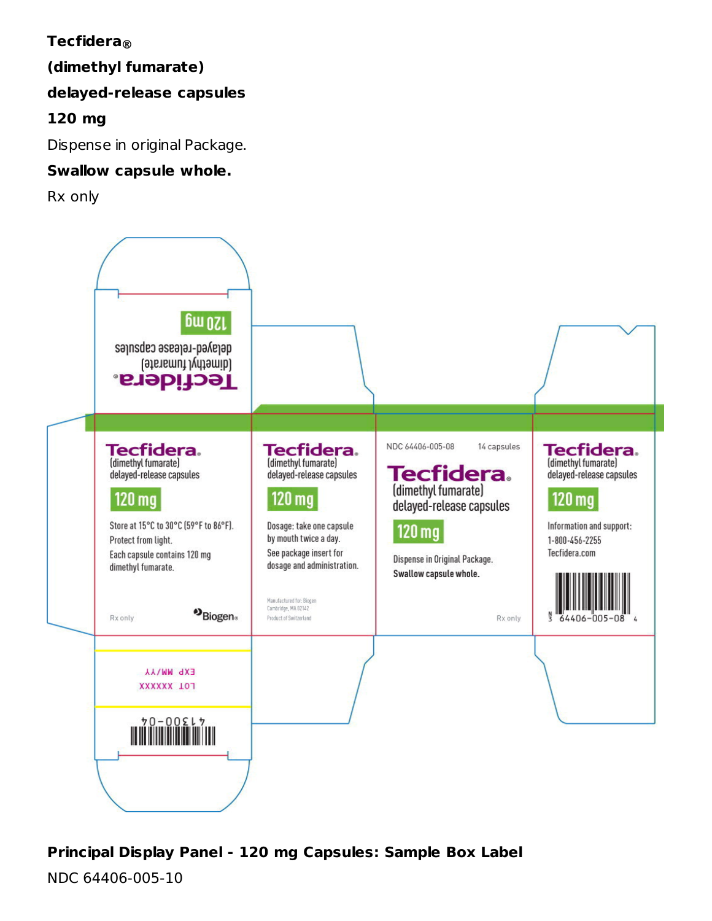**Tecfidera®**

**(dimethyl fumarate)**

**delayed-release capsules**

**120 mg**

Dispense in original Package.

**Swallow capsule whole.**

Rx only

Tecfidera®
(dimethyl fumarate)
delayed-release capsules
120 mg

Store at 15°C to 30°C (59°F to 86°F).
Protect from light.
Each capsule contains 120 mg dimethyl fumarate.

Rx only

Biogen®

Tecfidera®
(dimethyl fumarate)
delayed-release capsules
120 mg

Dosage: take one capsule by mouth twice a day.
See package insert for dosage and administration.

Manufactured for: Biogen
Cambridge, MA 02142
Product of Switzerland

NDC 64406-005-08 14 capsules

Tecfidera®
(dimethyl fumarate)
delayed-release capsules
120 mg

Dispense in Original Package.
Swallow capsule whole.

Rx only

Tecfidera®
(dimethyl fumarate)
delayed-release capsules
120 mg

Information and support:
1-800-456-2255
Tecfidera.com

N 3 64406-005-08 4

EXP MM/YY
LOT XXXXXX

41300-04

**Principal Display Panel - 120 mg Capsules: Sample Box Label**

NDC 64406-005-10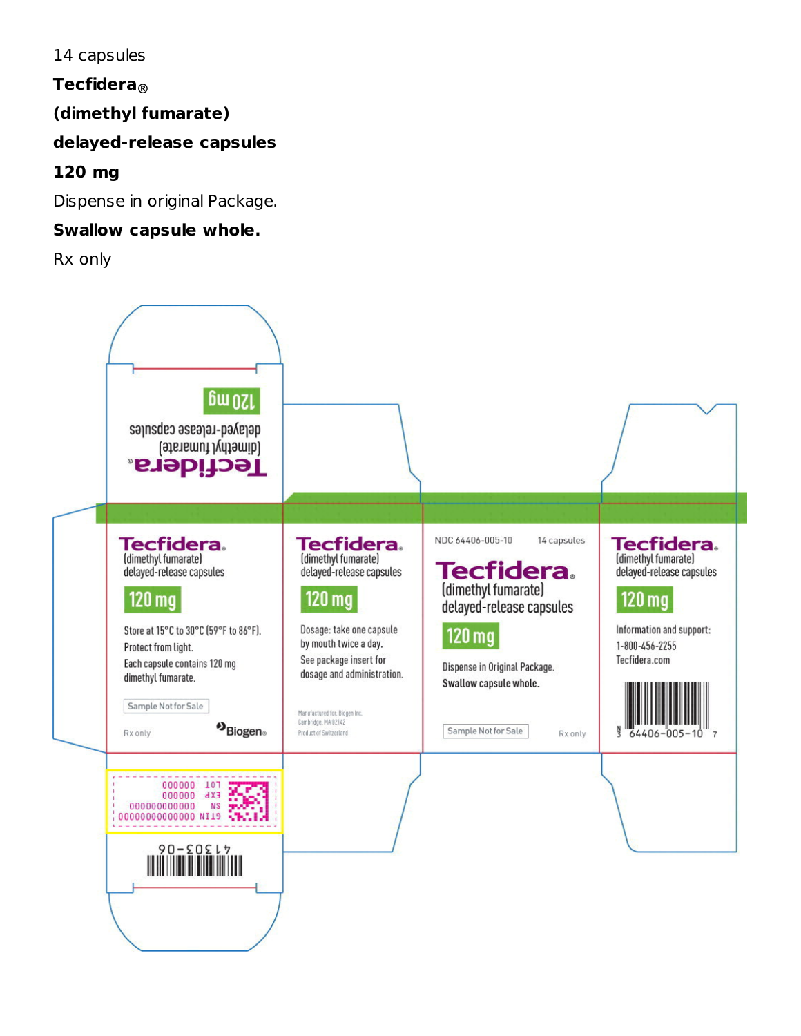14 capsules

**Tecfidera®**

**(dimethyl fumarate)**

**delayed-release capsules**

**120 mg**

Dispense in original Package.

**Swallow capsule whole.**

Rx only

**Tecfidera®**
(dimethyl fumarate)
delayed-release capsules

**120 mg**

Store at 15°C to 30°C (59°F to 86°F).
Protect from light.
Each capsule contains 120 mg dimethyl fumarate.

Sample Not for Sale

Rx only

Biogen®

**Tecfidera®**
(dimethyl fumarate)
delayed-release capsules

**120 mg**

Dosage: take one capsule by mouth twice a day.
See package insert for dosage and administration.

Manufactured for: Biogen Inc.
Cambridge, MA 02142
Product of Switzerland

NDC 64406-005-10 14 capsules

**Tecfidera®**
(dimethyl fumarate)
delayed-release capsules

**120 mg**

Dispense in Original Package.
**Swallow capsule whole.**

Sample Not for Sale

Rx only

**Tecfidera®**
(dimethyl fumarate)
delayed-release capsules

**120 mg**

Information and support:
1-800-456-2255
Tecfidera.com

N 3 64406-005-10 7

LOT 000000
EXP 000000
SN 000000000000
GTIN 00000000000000

41303-06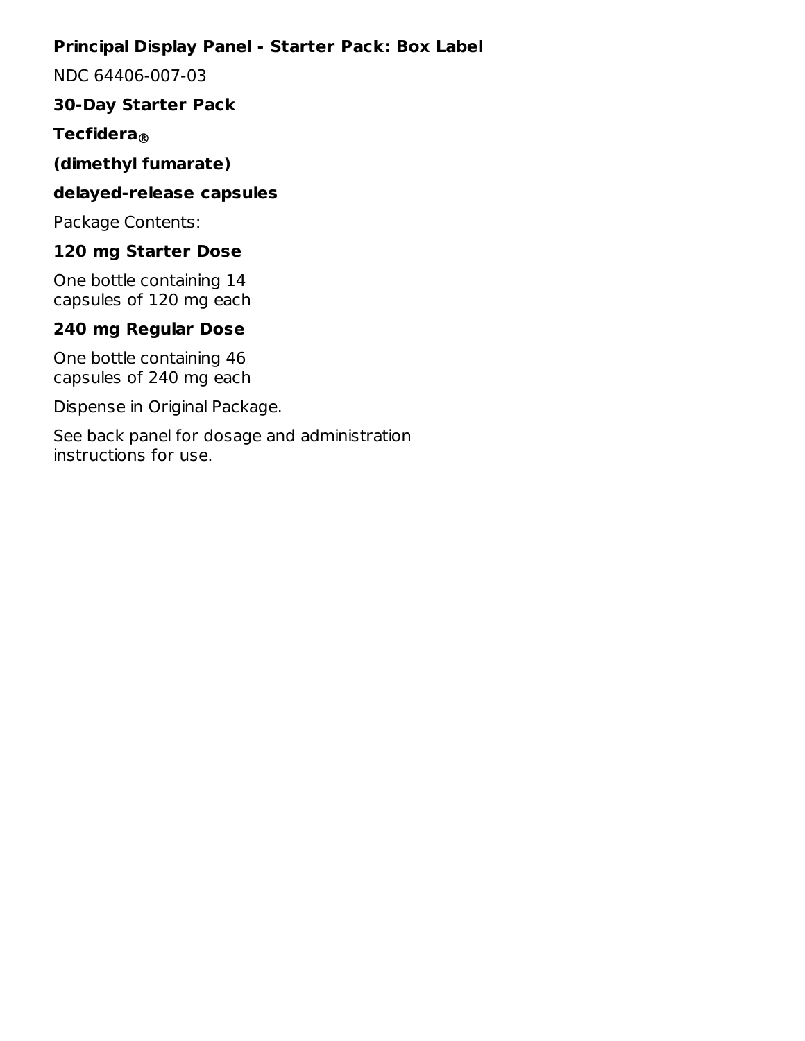## Principal Display Panel - Starter Pack: Box Label

NDC 64406-007-03

**30-Day Starter Pack**

**Tecfidera®**

**(dimethyl fumarate)**

**delayed-release capsules**

Package Contents:

**120 mg Starter Dose**

One bottle containing 14
capsules of 120 mg each

**240 mg Regular Dose**

One bottle containing 46
capsules of 240 mg each

Dispense in Original Package.

See back panel for dosage and administration
instructions for use.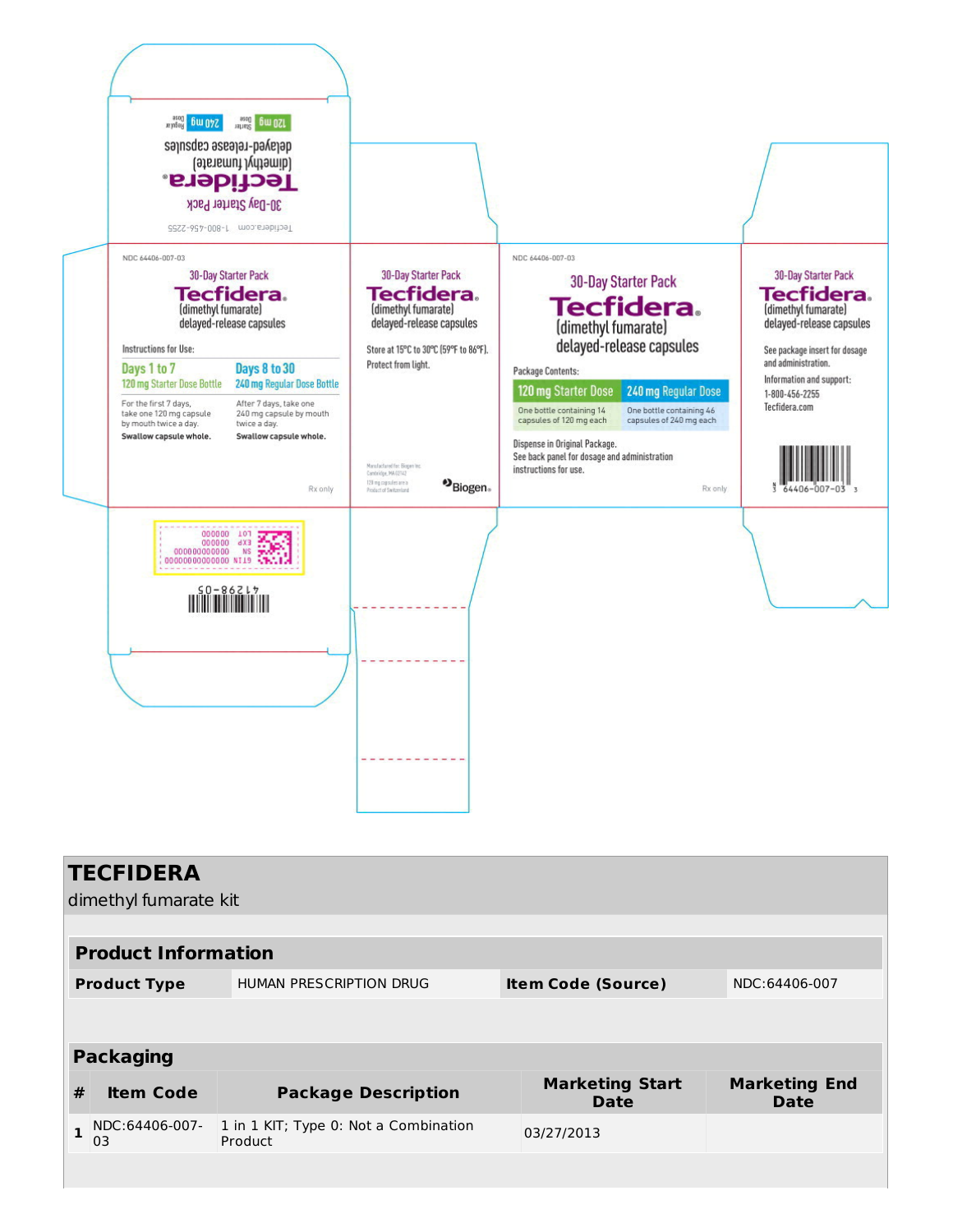Tecfidera.com 1-800-456-2255

30-Day Starter Pack

**Tecfidera®**

(dimethyl fumarate)

delayed-release capsules

120 mg Starter Dose | 240 mg Regular Dose

NDC 64406-007-03

30-Day Starter Pack

**Tecfidera®**

(dimethyl fumarate)

delayed-release capsules

Instructions for Use:

| Days 1 to 7 | Days 8 to 30 |
|---|---|
| 120 mg Starter Dose Bottle | 240 mg Regular Dose Bottle |
| For the first 7 days, take one 120 mg capsule by mouth twice a day. | After 7 days, take one 240 mg capsule by mouth twice a day. |
| **Swallow capsule whole.** | **Swallow capsule whole.** |

Rx only

30-Day Starter Pack

**Tecfidera®**

(dimethyl fumarate)

delayed-release capsules

Store at 15°C to 30°C (59°F to 86°F).
Protect from light.

Manufactured for: Biogen Inc.
Cambridge, MA 02142
120 mg capsules are a
Product of Switzerland

Biogen®

NDC 64406-007-03

30-Day Starter Pack

**Tecfidera®**

(dimethyl fumarate)

delayed-release capsules

Package Contents:

| 120 mg Starter Dose | 240 mg Regular Dose |
|---|---|
| One bottle containing 14 capsules of 120 mg each | One bottle containing 46 capsules of 240 mg each |

Dispense in Original Package.
See back panel for dosage and administration instructions for use.

Rx only

30-Day Starter Pack

**Tecfidera®**

(dimethyl fumarate)

delayed-release capsules

See package insert for dosage and administration.

Information and support:
1-800-456-2255
Tecfidera.com

3 64406-007-03 3

GTIN 00000000000000
SN 000000000000
EXP 000000
LOT 000000

41298-05

# TECFIDERA

dimethyl fumarate kit

## Product Information

| Product Type | HUMAN PRESCRIPTION DRUG | Item Code (Source) | NDC:64406-007 |
|---|---|---|---|

## Packaging

| # | Item Code | Package Description | Marketing Start Date | Marketing End Date |
|---|---|---|---|---|
| 1 | NDC:64406-007-03 | 1 in 1 KIT; Type 0: Not a Combination Product | 03/27/2013 | |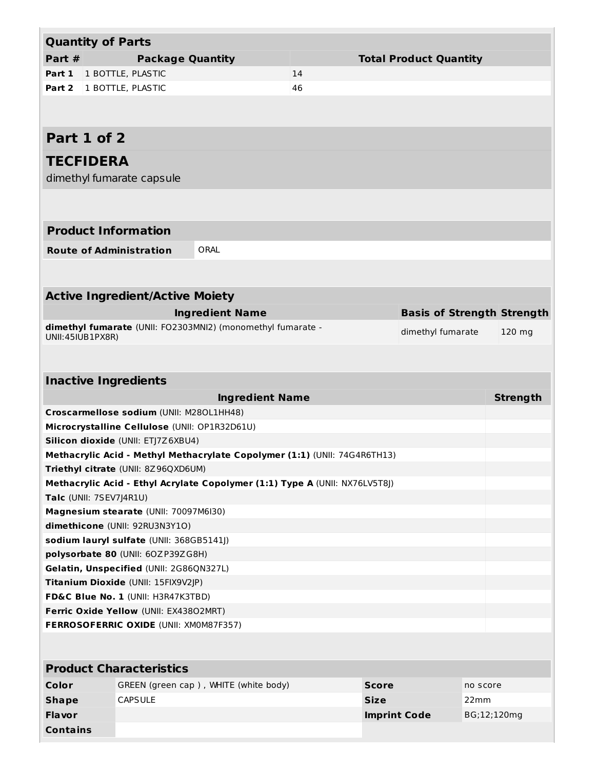| Quantity of Parts | | |
|---|---|---|
| **Part #** | **Package Quantity** | **Total Product Quantity** |
| **Part 1** | 1 BOTTLE, PLASTIC | 14 |
| **Part 2** | 1 BOTTLE, PLASTIC | 46 |

## Part 1 of 2

## TECFIDERA

dimethyl fumarate capsule

| Product Information | |
|---|---|
| **Route of Administration** | ORAL |

| Active Ingredient/Active Moiety | | |
|---|---|---|
| **Ingredient Name** | **Basis of Strength** | **Strength** |
| **dimethyl fumarate** (UNII: FO2303MNI2) (monomethyl fumarate - UNII:45IUB1PX8R) | dimethyl fumarate | 120 mg |

| Inactive Ingredients | |
|---|---|
| **Ingredient Name** | **Strength** |
| **Croscarmellose sodium** (UNII: M28OL1HH48) | |
| **Microcrystalline Cellulose** (UNII: OP1R32D61U) | |
| **Silicon dioxide** (UNII: ETJ7Z6XBU4) | |
| **Methacrylic Acid - Methyl Methacrylate Copolymer (1:1)** (UNII: 74G4R6TH13) | |
| **Triethyl citrate** (UNII: 8Z96QXD6UM) | |
| **Methacrylic Acid - Ethyl Acrylate Copolymer (1:1) Type A** (UNII: NX76LV5T8J) | |
| **Talc** (UNII: 7SEV7J4R1U) | |
| **Magnesium stearate** (UNII: 70097M6I30) | |
| **dimethicone** (UNII: 92RU3N3Y1O) | |
| **sodium lauryl sulfate** (UNII: 368GB5141J) | |
| **polysorbate 80** (UNII: 6OZP39ZG8H) | |
| **Gelatin, Unspecified** (UNII: 2G86QN327L) | |
| **Titanium Dioxide** (UNII: 15FIX9V2JP) | |
| **FD&C Blue No. 1** (UNII: H3R47K3TBD) | |
| **Ferric Oxide Yellow** (UNII: EX438O2MRT) | |
| **FERROSOFERRIC OXIDE** (UNII: XM0M87F357) | |

| Product Characteristics | | | |
|---|---|---|---|
| **Color** | GREEN (green cap ) , WHITE (white body) | **Score** | no score |
| **Shape** | CAPSULE | **Size** | 22mm |
| **Flavor** | | **Imprint Code** | BG;12;120mg |
| **Contains** | | | |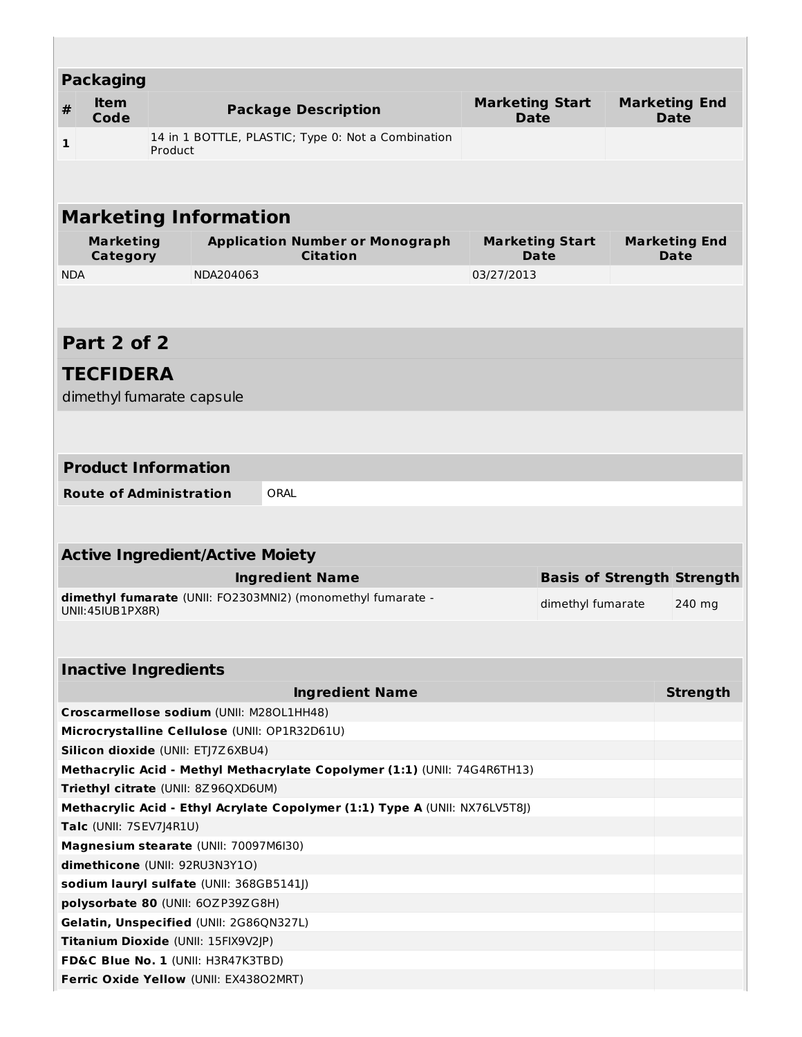| Packaging | | | | |
|---|---|---|---|---|
| **#** | **Item Code** | **Package Description** | **Marketing Start Date** | **Marketing End Date** |
| **1** | | 14 in 1 BOTTLE, PLASTIC; Type 0: Not a Combination Product | | |

| Marketing Information | | | |
|---|---|---|---|
| **Marketing Category** | **Application Number or Monograph Citation** | **Marketing Start Date** | **Marketing End Date** |
| NDA | NDA204063 | 03/27/2013 | |

## Part 2 of 2

## TECFIDERA

dimethyl fumarate capsule

| Product Information | |
|---|---|
| **Route of Administration** | ORAL |

| Active Ingredient/Active Moiety | | |
|---|---|---|
| **Ingredient Name** | **Basis of Strength** | **Strength** |
| **dimethyl fumarate** (UNII: FO2303MNI2) (monomethyl fumarate - UNII:45IUB1PX8R) | dimethyl fumarate | 240 mg |

| Inactive Ingredients | |
|---|---|
| **Ingredient Name** | **Strength** |
| **Croscarmellose sodium** (UNII: M28OL1HH48) | |
| **Microcrystalline Cellulose** (UNII: OP1R32D61U) | |
| **Silicon dioxide** (UNII: ETJ7Z6XBU4) | |
| **Methacrylic Acid - Methyl Methacrylate Copolymer (1:1)** (UNII: 74G4R6TH13) | |
| **Triethyl citrate** (UNII: 8Z96QXD6UM) | |
| **Methacrylic Acid - Ethyl Acrylate Copolymer (1:1) Type A** (UNII: NX76LV5T8J) | |
| **Talc** (UNII: 7SEV7J4R1U) | |
| **Magnesium stearate** (UNII: 70097M6I30) | |
| **dimethicone** (UNII: 92RU3N3Y1O) | |
| **sodium lauryl sulfate** (UNII: 368GB5141J) | |
| **polysorbate 80** (UNII: 6OZP39ZG8H) | |
| **Gelatin, Unspecified** (UNII: 2G86QN327L) | |
| **Titanium Dioxide** (UNII: 15FIX9V2JP) | |
| **FD&C Blue No. 1** (UNII: H3R47K3TBD) | |
| **Ferric Oxide Yellow** (UNII: EX438O2MRT) | |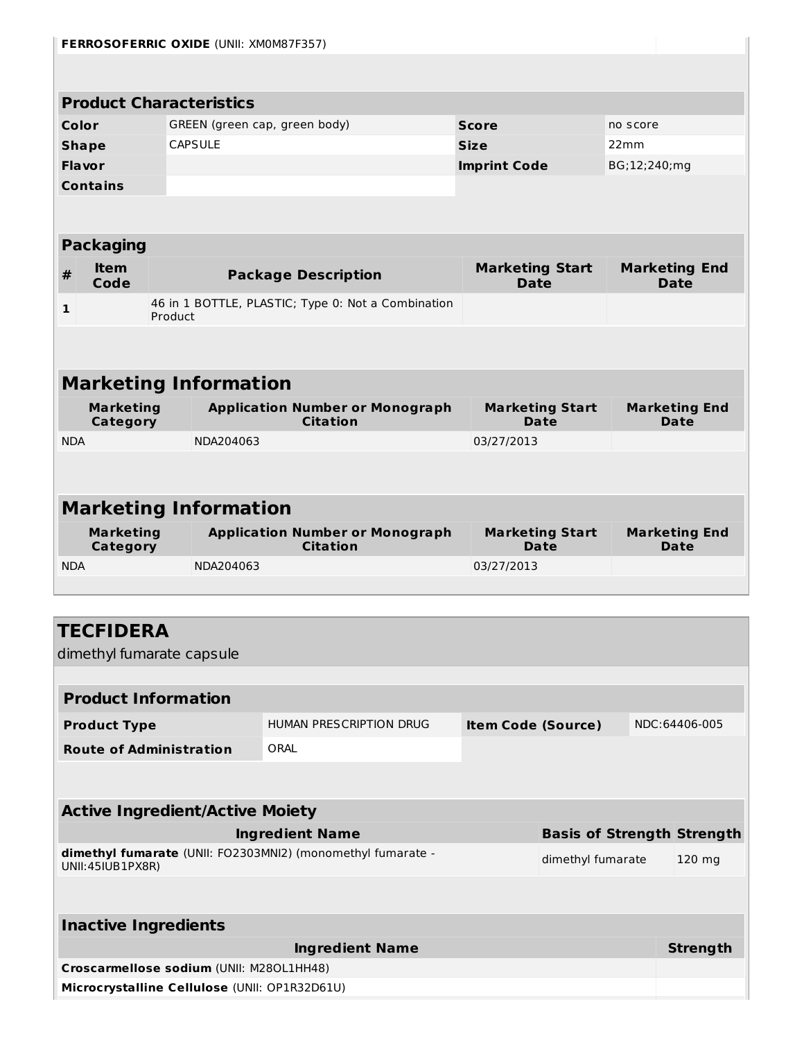| | |
|---|---|
| **FERROSOFERRIC OXIDE** (UNII: XM0M87F357) | |

### Product Characteristics

| | | | |
|---|---|---|---|
| **Color** | GREEN (green cap, green body) | **Score** | no score |
| **Shape** | CAPSULE | **Size** | 22mm |
| **Flavor** | | **Imprint Code** | BG;12;240;mg |
| **Contains** | | | |

### Packaging

| # | Item Code | Package Description | Marketing Start Date | Marketing End Date |
|---|---|---|---|---|
| 1 | | 46 in 1 BOTTLE, PLASTIC; Type 0: Not a Combination Product | | |

## Marketing Information

| Marketing Category | Application Number or Monograph Citation | Marketing Start Date | Marketing End Date |
|---|---|---|---|
| NDA | NDA204063 | 03/27/2013 | |

## Marketing Information

| Marketing Category | Application Number or Monograph Citation | Marketing Start Date | Marketing End Date |
|---|---|---|---|
| NDA | NDA204063 | 03/27/2013 | |

## TECFIDERA

dimethyl fumarate capsule

### Product Information

| | | | |
|---|---|---|---|
| **Product Type** | HUMAN PRESCRIPTION DRUG | **Item Code (Source)** | NDC:64406-005 |
| **Route of Administration** | ORAL | | |

### Active Ingredient/Active Moiety

| Ingredient Name | Basis of Strength | Strength |
|---|---|---|
| **dimethyl fumarate** (UNII: FO2303MNI2) (monomethyl fumarate - UNII:45IUB1PX8R) | dimethyl fumarate | 120 mg |

### Inactive Ingredients

| Ingredient Name | Strength |
|---|---|
| **Croscarmellose sodium** (UNII: M28OL1HH48) | |
| **Microcrystalline Cellulose** (UNII: OP1R32D61U) | |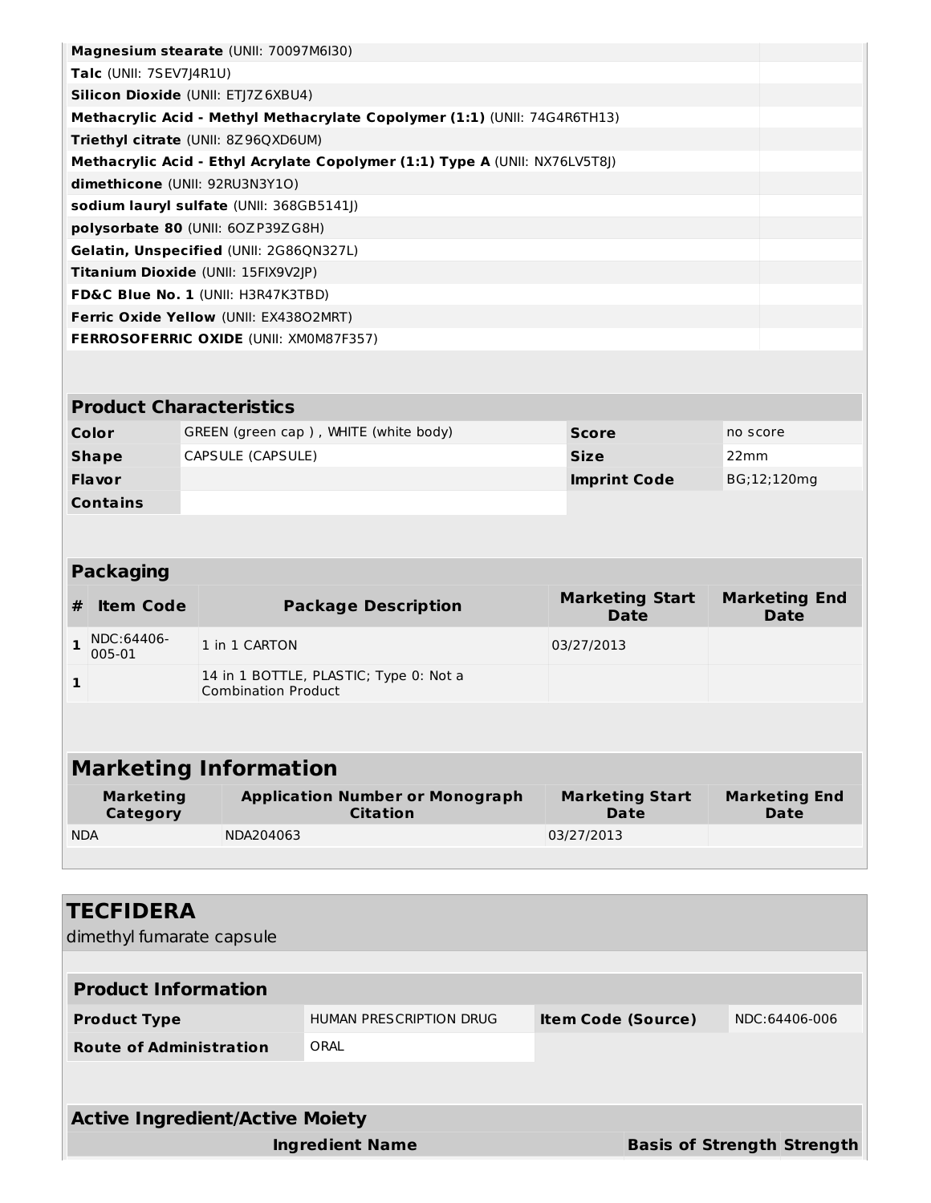| | |
|---|---|
| **Magnesium stearate** (UNII: 70097M6I30) | |
| **Talc** (UNII: 7SEV7J4R1U) | |
| **Silicon Dioxide** (UNII: ETJ7Z6XBU4) | |
| **Methacrylic Acid - Methyl Methacrylate Copolymer (1:1)** (UNII: 74G4R6TH13) | |
| **Triethyl citrate** (UNII: 8Z96QXD6UM) | |
| **Methacrylic Acid - Ethyl Acrylate Copolymer (1:1) Type A** (UNII: NX76LV5T8J) | |
| **dimethicone** (UNII: 92RU3N3Y1O) | |
| **sodium lauryl sulfate** (UNII: 368GB5141J) | |
| **polysorbate 80** (UNII: 6OZP39ZG8H) | |
| **Gelatin, Unspecified** (UNII: 2G86QN327L) | |
| **Titanium Dioxide** (UNII: 15FIX9V2JP) | |
| **FD&C Blue No. 1** (UNII: H3R47K3TBD) | |
| **Ferric Oxide Yellow** (UNII: EX438O2MRT) | |
| **FERROSOFERRIC OXIDE** (UNII: XM0M87F357) | |

| Product Characteristics | | | |
|---|---|---|---|
| **Color** | GREEN (green cap ) , WHITE (white body) | **Score** | no score |
| **Shape** | CAPSULE (CAPSULE) | **Size** | 22mm |
| **Flavor** | | **Imprint Code** | BG;12;120mg |
| **Contains** | | | |

| Packaging | | | | |
|---|---|---|---|---|
| **#** | **Item Code** | **Package Description** | **Marketing Start Date** | **Marketing End Date** |
| **1** | NDC:64406-005-01 | 1 in 1 CARTON | 03/27/2013 | |
| **1** | | 14 in 1 BOTTLE, PLASTIC; Type 0: Not a Combination Product | | |

| Marketing Information | | | |
|---|---|---|---|
| **Marketing Category** | **Application Number or Monograph Citation** | **Marketing Start Date** | **Marketing End Date** |
| NDA | NDA204063 | 03/27/2013 | |

## TECFIDERA

dimethyl fumarate capsule

| Product Information | | | |
|---|---|---|---|
| **Product Type** | HUMAN PRESCRIPTION DRUG | **Item Code (Source)** | NDC:64406-006 |
| **Route of Administration** | ORAL | | |

| Active Ingredient/Active Moiety | | |
|---|---|---|
| **Ingredient Name** | **Basis of Strength** | **Strength** |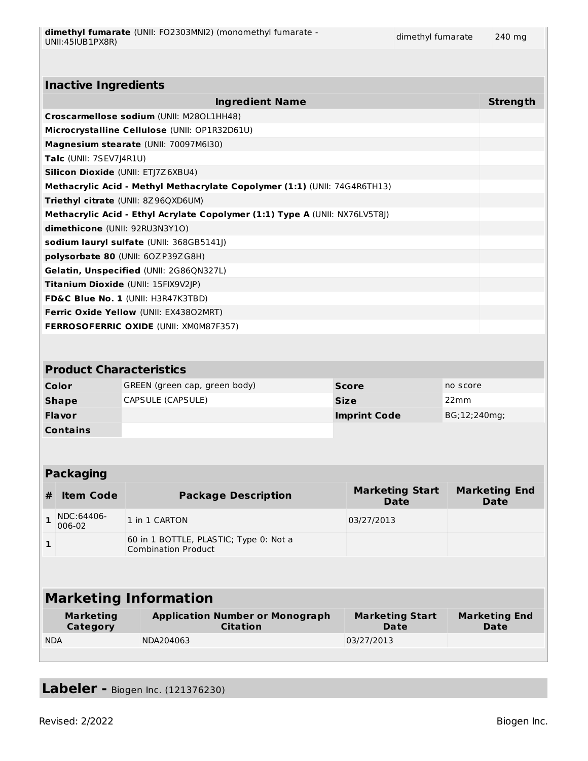| | | |
|---|---|---|
| **dimethyl fumarate** (UNII: FO2303MNI2) (monomethyl fumarate - UNII:45IUB1PX8R) | dimethyl fumarate | 240 mg |

| Inactive Ingredients | |
|---|---|
| **Ingredient Name** | **Strength** |
| **Croscarmellose sodium** (UNII: M28OL1HH48) | |
| **Microcrystalline Cellulose** (UNII: OP1R32D61U) | |
| **Magnesium stearate** (UNII: 70097M6I30) | |
| **Talc** (UNII: 7SEV7J4R1U) | |
| **Silicon Dioxide** (UNII: ETJ7Z6XBU4) | |
| **Methacrylic Acid - Methyl Methacrylate Copolymer (1:1)** (UNII: 74G4R6TH13) | |
| **Triethyl citrate** (UNII: 8Z96QXD6UM) | |
| **Methacrylic Acid - Ethyl Acrylate Copolymer (1:1) Type A** (UNII: NX76LV5T8J) | |
| **dimethicone** (UNII: 92RU3N3Y1O) | |
| **sodium lauryl sulfate** (UNII: 368GB5141J) | |
| **polysorbate 80** (UNII: 6OZP39ZG8H) | |
| **Gelatin, Unspecified** (UNII: 2G86QN327L) | |
| **Titanium Dioxide** (UNII: 15FIX9V2JP) | |
| **FD&C Blue No. 1** (UNII: H3R47K3TBD) | |
| **Ferric Oxide Yellow** (UNII: EX438O2MRT) | |
| **FERROSOFERRIC OXIDE** (UNII: XM0M87F357) | |

| Product Characteristics | | | |
|---|---|---|---|
| **Color** | GREEN (green cap, green body) | **Score** | no score |
| **Shape** | CAPSULE (CAPSULE) | **Size** | 22mm |
| **Flavor** | | **Imprint Code** | BG;12;240mg; |
| **Contains** | | | |

| Packaging | | | | |
|---|---|---|---|---|
| **#** | **Item Code** | **Package Description** | **Marketing Start Date** | **Marketing End Date** |
| 1 | NDC:64406-006-02 | 1 in 1 CARTON | 03/27/2013 | |
| 1 | | 60 in 1 BOTTLE, PLASTIC; Type 0: Not a Combination Product | | |

| Marketing Information | | | |
|---|---|---|---|
| **Marketing Category** | **Application Number or Monograph Citation** | **Marketing Start Date** | **Marketing End Date** |
| NDA | NDA204063 | 03/27/2013 | |

## Labeler - Biogen Inc. (121376230)

Revised: 2/2022

Biogen Inc.